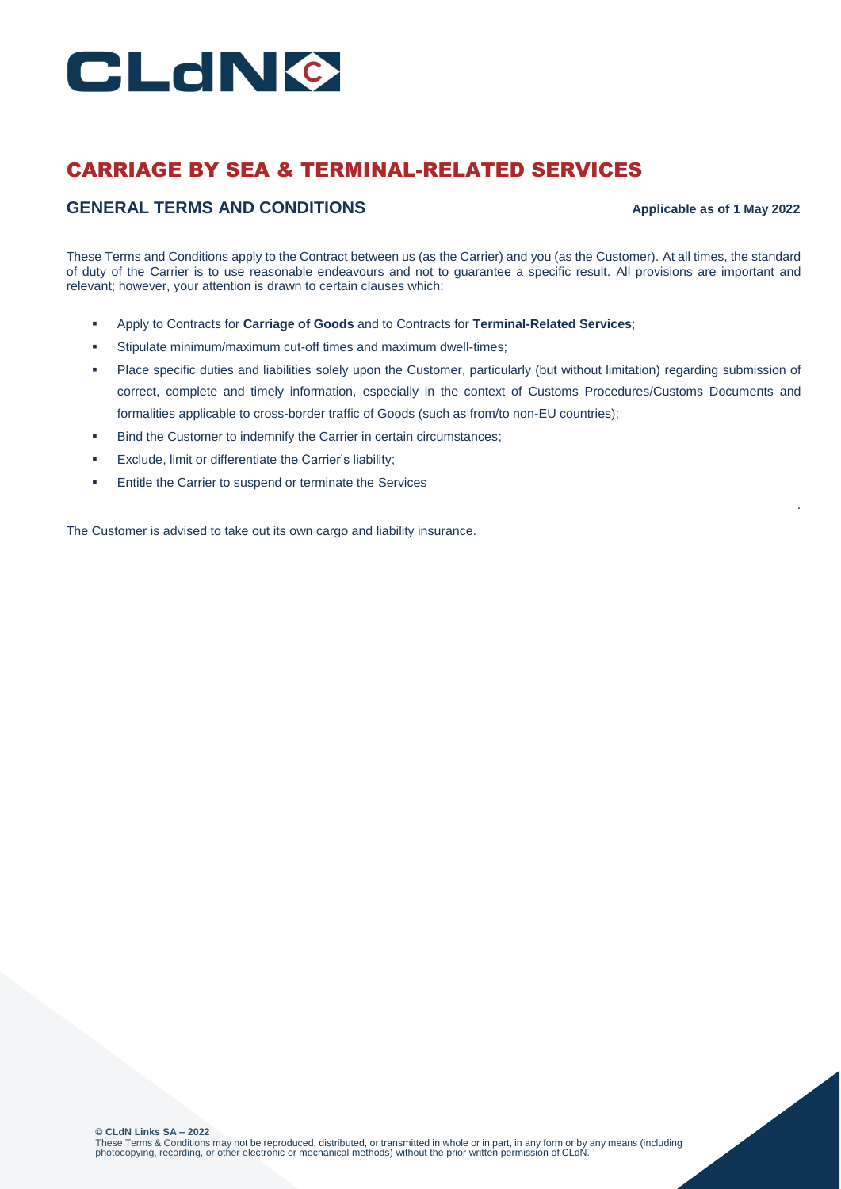# CARRIAGE BY SEA & TERMINAL-RELATED SERVICES

## GENERAL TERMS AND CONDITIONS

**Applicable as of 1 May 2022**

These Terms and Conditions apply to the Contract between us (as the Carrier) and you (as the Customer). At all times, the standard of duty of the Carrier is to use reasonable endeavours and not to guarantee a specific result. All provisions are important and relevant; however, your attention is drawn to certain clauses which:

- Apply to Contracts for **Carriage of Goods** and to Contracts for **Terminal-Related Services**;
- Stipulate minimum/maximum cut-off times and maximum dwell-times;
- Place specific duties and liabilities solely upon the Customer, particularly (but without limitation) regarding submission of correct, complete and timely information, especially in the context of Customs Procedures/Customs Documents and formalities applicable to cross-border traffic of Goods (such as from/to non-EU countries);
- Bind the Customer to indemnify the Carrier in certain circumstances;
- Exclude, limit or differentiate the Carrier's liability;
- Entitle the Carrier to suspend or terminate the Services

The Customer is advised to take out its own cargo and liability insurance.

**© CLdN Links SA – 2022**
These Terms & Conditions may not be reproduced, distributed, or transmitted in whole or in part, in any form or by any means (including photocopying, recording, or other electronic or mechanical methods) without the prior written permission of CLdN.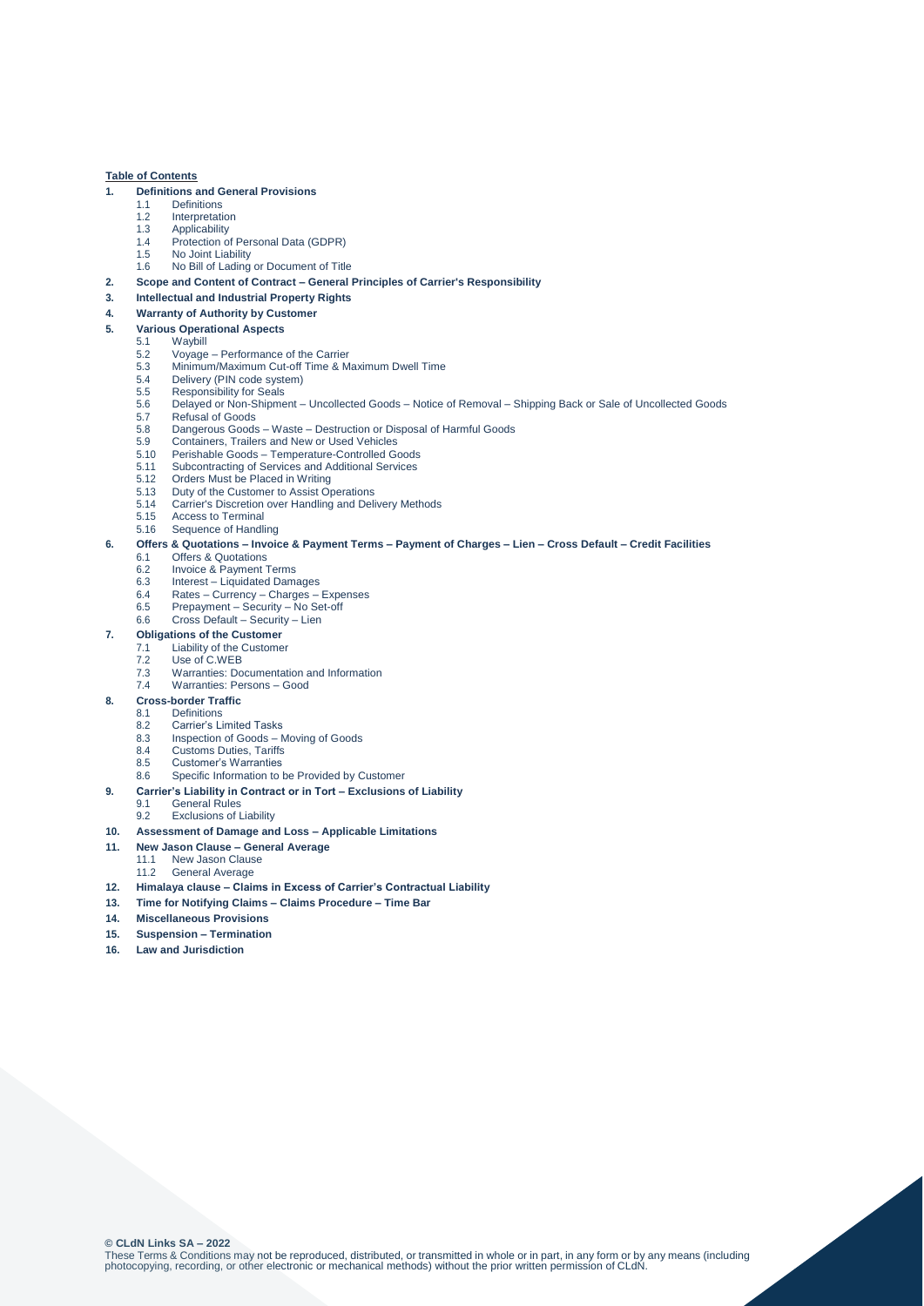**Table of Contents**

**1. Definitions and General Provisions**

- 1.1 Definitions
- 1.2 Interpretation
- 1.3 Applicability
- 1.4 Protection of Personal Data (GDPR)
- 1.5 No Joint Liability
- 1.6 No Bill of Lading or Document of Title

**2. Scope and Content of Contract – General Principles of Carrier's Responsibility**

**3. Intellectual and Industrial Property Rights**

**4. Warranty of Authority by Customer**

**5. Various Operational Aspects**

- 5.1 Waybill
- 5.2 Voyage – Performance of the Carrier
- 5.3 Minimum/Maximum Cut-off Time & Maximum Dwell Time
- 5.4 Delivery (PIN code system)
- 5.5 Responsibility for Seals
- 5.6 Delayed or Non-Shipment – Uncollected Goods – Notice of Removal – Shipping Back or Sale of Uncollected Goods
- 5.7 Refusal of Goods
- 5.8 Dangerous Goods – Waste – Destruction or Disposal of Harmful Goods
- 5.9 Containers, Trailers and New or Used Vehicles
- 5.10 Perishable Goods – Temperature-Controlled Goods
- 5.11 Subcontracting of Services and Additional Services
- 5.12 Orders Must be Placed in Writing
- 5.13 Duty of the Customer to Assist Operations
- 5.14 Carrier's Discretion over Handling and Delivery Methods
- 5.15 Access to Terminal
- 5.16 Sequence of Handling

**6. Offers & Quotations – Invoice & Payment Terms – Payment of Charges – Lien – Cross Default – Credit Facilities**

- 6.1 Offers & Quotations
- 6.2 Invoice & Payment Terms
- 6.3 Interest – Liquidated Damages
- 6.4 Rates – Currency – Charges – Expenses
- 6.5 Prepayment – Security – No Set-off
- 6.6 Cross Default – Security – Lien

**7. Obligations of the Customer**

- 7.1 Liability of the Customer
- 7.2 Use of C.WEB
- 7.3 Warranties: Documentation and Information
- 7.4 Warranties: Persons – Good

**8. Cross-border Traffic**

- 8.1 Definitions
- 8.2 Carrier's Limited Tasks
- 8.3 Inspection of Goods – Moving of Goods
- 8.4 Customs Duties, Tariffs
- 8.5 Customer's Warranties
- 8.6 Specific Information to be Provided by Customer

**9. Carrier's Liability in Contract or in Tort – Exclusions of Liability**

- 9.1 General Rules
- 9.2 Exclusions of Liability

**10. Assessment of Damage and Loss – Applicable Limitations**

**11. New Jason Clause – General Average**

- 11.1 New Jason Clause
- 11.2 General Average

**12. Himalaya clause – Claims in Excess of Carrier's Contractual Liability**

**13. Time for Notifying Claims – Claims Procedure – Time Bar**

**14. Miscellaneous Provisions**

**15. Suspension – Termination**

**16. Law and Jurisdiction**

**© CLdN Links SA – 2022**

These Terms & Conditions may not be reproduced, distributed, or transmitted in whole or in part, in any form or by any means (including photocopying, recording, or other electronic or mechanical methods) without the prior written permission of CLdN.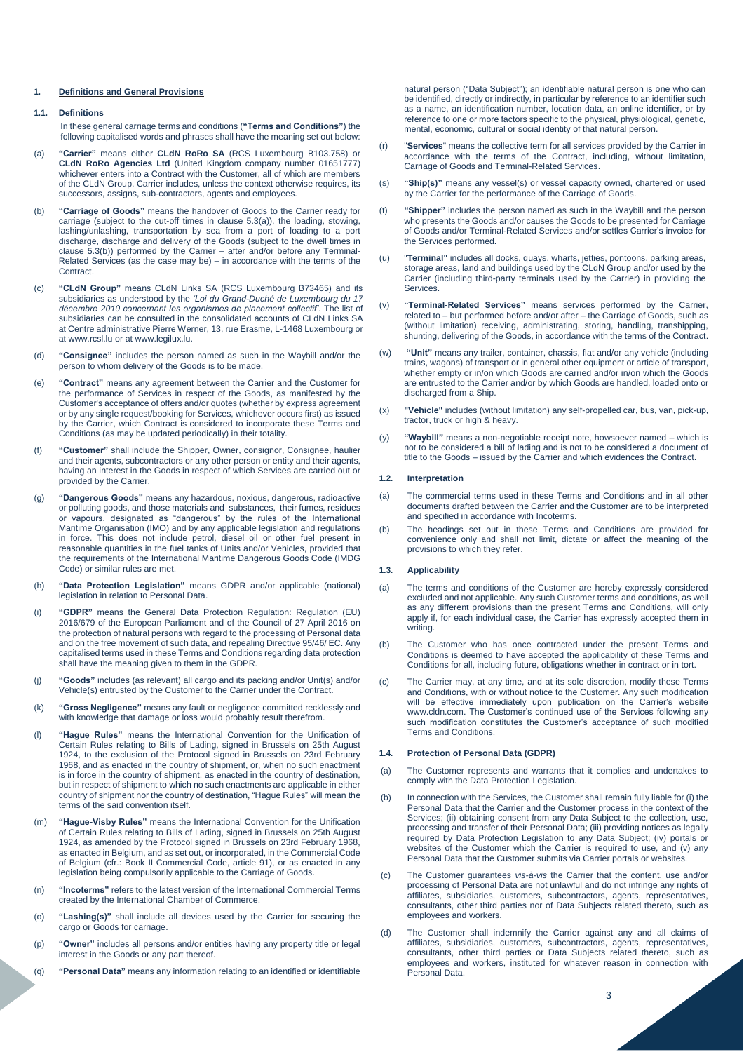## 1. Definitions and General Provisions

### 1.1. Definitions

In these general carriage terms and conditions (**"Terms and Conditions"**) the following capitalised words and phrases shall have the meaning set out below:

(a) **"Carrier"** means either **CLdN RoRo SA** (RCS Luxembourg B103.758) or **CLdN RoRo Agencies Ltd** (United Kingdom company number 01651777) whichever enters into a Contract with the Customer, all of which are members of the CLdN Group. Carrier includes, unless the context otherwise requires, its successors, assigns, sub-contractors, agents and employees.

(b) **"Carriage of Goods"** means the handover of Goods to the Carrier ready for carriage (subject to the cut-off times in clause 5.3(a)), the loading, stowing, lashing/unlashing, transportation by sea from a port of loading to a port discharge, discharge and delivery of the Goods (subject to the dwell times in clause 5.3(b)) performed by the Carrier – after and/or before any Terminal-Related Services (as the case may be) – in accordance with the terms of the Contract.

(c) **"CLdN Group"** means CLdN Links SA (RCS Luxembourg B73465) and its subsidiaries as understood by the *'Loi du Grand-Duché de Luxembourg du 17 décembre 2010 concernant les organismes de placement collectif'*. The list of subsidiaries can be consulted in the consolidated accounts of CLdN Links SA at Centre administrative Pierre Werner, 13, rue Erasme, L-1468 Luxembourg or at www.rcsl.lu or at www.legilux.lu.

(d) **"Consignee"** includes the person named as such in the Waybill and/or the person to whom delivery of the Goods is to be made.

(e) **"Contract"** means any agreement between the Carrier and the Customer for the performance of Services in respect of the Goods, as manifested by the Customer's acceptance of offers and/or quotes (whether by express agreement or by any single request/booking for Services, whichever occurs first) as issued by the Carrier, which Contract is considered to incorporate these Terms and Conditions (as may be updated periodically) in their totality.

(f) **"Customer"** shall include the Shipper, Owner, consignor, Consignee, haulier and their agents, subcontractors or any other person or entity and their agents, having an interest in the Goods in respect of which Services are carried out or provided by the Carrier.

(g) **"Dangerous Goods"** means any hazardous, noxious, dangerous, radioactive or polluting goods, and those materials and substances, their fumes, residues or vapours, designated as "dangerous" by the rules of the International Maritime Organisation (IMO) and by any applicable legislation and regulations in force. This does not include petrol, diesel oil or other fuel present in reasonable quantities in the fuel tanks of Units and/or Vehicles, provided that the requirements of the International Maritime Dangerous Goods Code (IMDG Code) or similar rules are met.

(h) **"Data Protection Legislation"** means GDPR and/or applicable (national) legislation in relation to Personal Data.

(i) **"GDPR"** means the General Data Protection Regulation: Regulation (EU) 2016/679 of the European Parliament and of the Council of 27 April 2016 on the protection of natural persons with regard to the processing of Personal data and on the free movement of such data, and repealing Directive 95/46/ EC. Any capitalised terms used in these Terms and Conditions regarding data protection shall have the meaning given to them in the GDPR.

(j) **"Goods"** includes (as relevant) all cargo and its packing and/or Unit(s) and/or Vehicle(s) entrusted by the Customer to the Carrier under the Contract.

(k) **"Gross Negligence"** means any fault or negligence committed recklessly and with knowledge that damage or loss would probably result therefrom.

(l) **"Hague Rules"** means the International Convention for the Unification of Certain Rules relating to Bills of Lading, signed in Brussels on 25th August 1924, to the exclusion of the Protocol signed in Brussels on 23rd February 1968, and as enacted in the country of shipment, or, when no such enactment is in force in the country of shipment, as enacted in the country of destination, but in respect of shipment to which no such enactments are applicable in either country of shipment nor the country of destination, "Hague Rules" will mean the terms of the said convention itself.

(m) **"Hague-Visby Rules"** means the International Convention for the Unification of Certain Rules relating to Bills of Lading, signed in Brussels on 25th August 1924, as amended by the Protocol signed in Brussels on 23rd February 1968, as enacted in Belgium, and as set out, or incorporated, in the Commercial Code of Belgium (cfr.: Book II Commercial Code, article 91), or as enacted in any legislation being compulsorily applicable to the Carriage of Goods.

(n) **"Incoterms"** refers to the latest version of the International Commercial Terms created by the International Chamber of Commerce.

(o) **"Lashing(s)"** shall include all devices used by the Carrier for securing the cargo or Goods for carriage.

(p) **"Owner"** includes all persons and/or entities having any property title or legal interest in the Goods or any part thereof.

(q) **"Personal Data"** means any information relating to an identified or identifiable natural person ("Data Subject"); an identifiable natural person is one who can be identified, directly or indirectly, in particular by reference to an identifier such as a name, an identification number, location data, an online identifier, or by reference to one or more factors specific to the physical, physiological, genetic, mental, economic, cultural or social identity of that natural person.

(r) "**Services**" means the collective term for all services provided by the Carrier in accordance with the terms of the Contract, including, without limitation, Carriage of Goods and Terminal-Related Services.

(s) **"Ship(s)"** means any vessel(s) or vessel capacity owned, chartered or used by the Carrier for the performance of the Carriage of Goods.

(t) **"Shipper"** includes the person named as such in the Waybill and the person who presents the Goods and/or causes the Goods to be presented for Carriage of Goods and/or Terminal-Related Services and/or settles Carrier's invoice for the Services performed.

(u) "**Terminal"** includes all docks, quays, wharfs, jetties, pontoons, parking areas, storage areas, land and buildings used by the CLdN Group and/or used by the Carrier (including third-party terminals used by the Carrier) in providing the Services.

(v) **"Terminal-Related Services"** means services performed by the Carrier, related to – but performed before and/or after – the Carriage of Goods, such as (without limitation) receiving, administrating, storing, handling, transhipping, shunting, delivering of the Goods, in accordance with the terms of the Contract.

(w) **"Unit"** means any trailer, container, chassis, flat and/or any vehicle (including trains, wagons) of transport or in general other equipment or article of transport, whether empty or in/on which Goods are carried and/or in/on which the Goods are entrusted to the Carrier and/or by which Goods are handled, loaded onto or discharged from a Ship.

(x) **"Vehicle"** includes (without limitation) any self-propelled car, bus, van, pick-up, tractor, truck or high & heavy.

(y) **"Waybill"** means a non-negotiable receipt note, howsoever named – which is not to be considered a bill of lading and is not to be considered a document of title to the Goods – issued by the Carrier and which evidences the Contract.

### 1.2. Interpretation

(a) The commercial terms used in these Terms and Conditions and in all other documents drafted between the Carrier and the Customer are to be interpreted and specified in accordance with Incoterms.

(b) The headings set out in these Terms and Conditions are provided for convenience only and shall not limit, dictate or affect the meaning of the provisions to which they refer.

### 1.3. Applicability

(a) The terms and conditions of the Customer are hereby expressly considered excluded and not applicable. Any such Customer terms and conditions, as well as any different provisions than the present Terms and Conditions, will only apply if, for each individual case, the Carrier has expressly accepted them in writing.

(b) The Customer who has once contracted under the present Terms and Conditions is deemed to have accepted the applicability of these Terms and Conditions for all, including future, obligations whether in contract or in tort.

(c) The Carrier may, at any time, and at its sole discretion, modify these Terms and Conditions, with or without notice to the Customer. Any such modification will be effective immediately upon publication on the Carrier's website www.cldn.com. The Customer's continued use of the Services following any such modification constitutes the Customer's acceptance of such modified Terms and Conditions.

### 1.4. Protection of Personal Data (GDPR)

(a) The Customer represents and warrants that it complies and undertakes to comply with the Data Protection Legislation.

(b) In connection with the Services, the Customer shall remain fully liable for (i) the Personal Data that the Carrier and the Customer process in the context of the Services; (ii) obtaining consent from any Data Subject to the collection, use, processing and transfer of their Personal Data; (iii) providing notices as legally required by Data Protection Legislation to any Data Subject; (iv) portals or websites of the Customer which the Carrier is required to use, and (v) any Personal Data that the Customer submits via Carrier portals or websites.

(c) The Customer guarantees *vis-à-vis* the Carrier that the content, use and/or processing of Personal Data are not unlawful and do not infringe any rights of affiliates, subsidiaries, customers, subcontractors, agents, representatives, consultants, other third parties nor of Data Subjects related thereto, such as employees and workers.

(d) The Customer shall indemnify the Carrier against any and all claims of affiliates, subsidiaries, customers, subcontractors, agents, representatives, consultants, other third parties or Data Subjects related thereto, such as employees and workers, instituted for whatever reason in connection with Personal Data.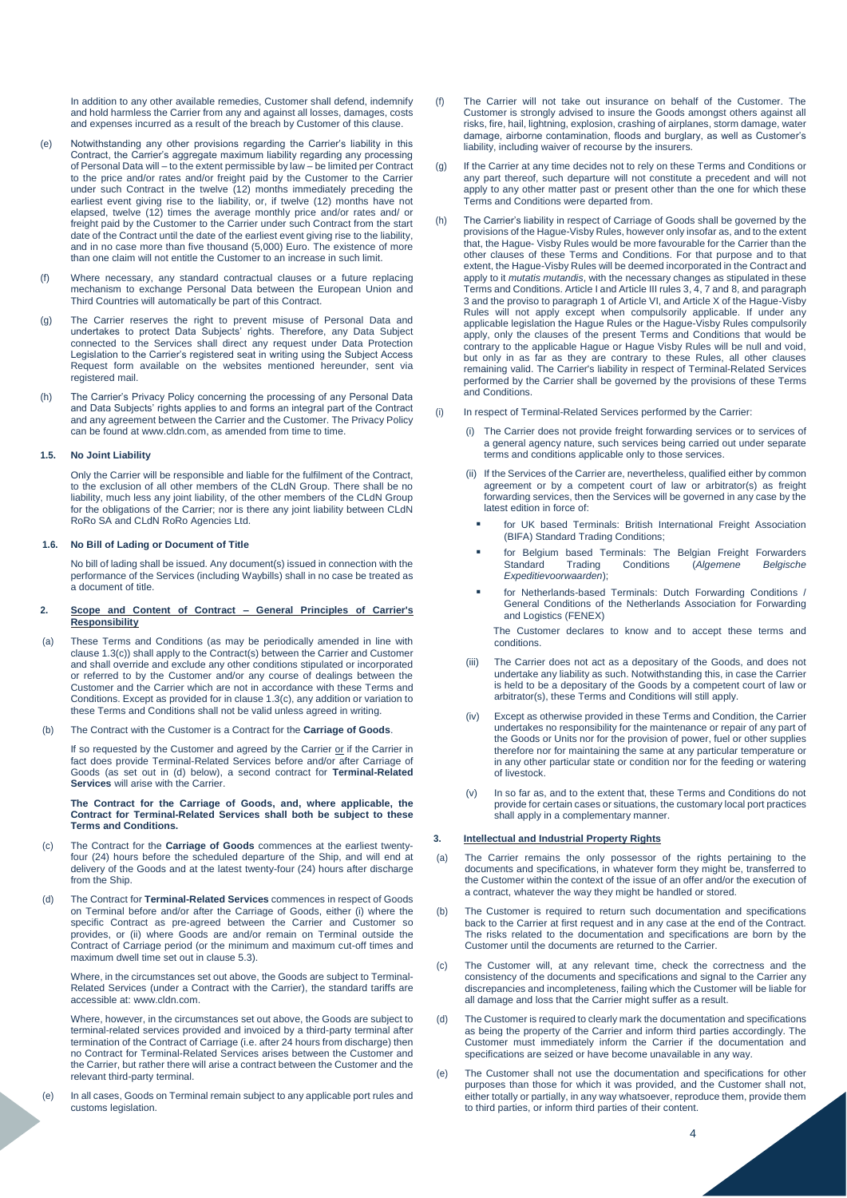In addition to any other available remedies, Customer shall defend, indemnify and hold harmless the Carrier from any and against all losses, damages, costs and expenses incurred as a result of the breach by Customer of this clause.

(e) Notwithstanding any other provisions regarding the Carrier's liability in this Contract, the Carrier's aggregate maximum liability regarding any processing of Personal Data will – to the extent permissible by law – be limited per Contract to the price and/or rates and/or freight paid by the Customer to the Carrier under such Contract in the twelve (12) months immediately preceding the earliest event giving rise to the liability, or, if twelve (12) months have not elapsed, twelve (12) times the average monthly price and/or rates and/ or freight paid by the Customer to the Carrier under such Contract from the start date of the Contract until the date of the earliest event giving rise to the liability, and in no case more than five thousand (5,000) Euro. The existence of more than one claim will not entitle the Customer to an increase in such limit.

(f) Where necessary, any standard contractual clauses or a future replacing mechanism to exchange Personal Data between the European Union and Third Countries will automatically be part of this Contract.

(g) The Carrier reserves the right to prevent misuse of Personal Data and undertakes to protect Data Subjects' rights. Therefore, any Data Subject connected to the Services shall direct any request under Data Protection Legislation to the Carrier's registered seat in writing using the Subject Access Request form available on the websites mentioned hereunder, sent via registered mail.

(h) The Carrier's Privacy Policy concerning the processing of any Personal Data and Data Subjects' rights applies to and forms an integral part of the Contract and any agreement between the Carrier and the Customer. The Privacy Policy can be found at www.cldn.com, as amended from time to time.

**1.5. No Joint Liability**

Only the Carrier will be responsible and liable for the fulfilment of the Contract, to the exclusion of all other members of the CLdN Group. There shall be no liability, much less any joint liability, of the other members of the CLdN Group for the obligations of the Carrier; nor is there any joint liability between CLdN RoRo SA and CLdN RoRo Agencies Ltd.

**1.6. No Bill of Lading or Document of Title**

No bill of lading shall be issued. Any document(s) issued in connection with the performance of the Services (including Waybills) shall in no case be treated as a document of title.

## 2. Scope and Content of Contract – General Principles of Carrier's Responsibility

(a) These Terms and Conditions (as may be periodically amended in line with clause 1.3(c)) shall apply to the Contract(s) between the Carrier and Customer and shall override and exclude any other conditions stipulated or incorporated or referred to by the Customer and/or any course of dealings between the Customer and the Carrier which are not in accordance with these Terms and Conditions. Except as provided for in clause 1.3(c), any addition or variation to these Terms and Conditions shall not be valid unless agreed in writing.

(b) The Contract with the Customer is a Contract for the **Carriage of Goods**.

If so requested by the Customer and agreed by the Carrier or if the Carrier in fact does provide Terminal-Related Services before and/or after Carriage of Goods (as set out in (d) below), a second contract for **Terminal-Related Services** will arise with the Carrier.

**The Contract for the Carriage of Goods, and, where applicable, the Contract for Terminal-Related Services shall both be subject to these Terms and Conditions.**

(c) The Contract for the **Carriage of Goods** commences at the earliest twenty-four (24) hours before the scheduled departure of the Ship, and will end at delivery of the Goods and at the latest twenty-four (24) hours after discharge from the Ship.

(d) The Contract for **Terminal-Related Services** commences in respect of Goods on Terminal before and/or after the Carriage of Goods, either (i) where the specific Contract as pre-agreed between the Carrier and Customer so provides, or (ii) where Goods are and/or remain on Terminal outside the Contract of Carriage period (or the minimum and maximum cut-off times and maximum dwell time set out in clause 5.3).

Where, in the circumstances set out above, the Goods are subject to Terminal-Related Services (under a Contract with the Carrier), the standard tariffs are accessible at: www.cldn.com.

Where, however, in the circumstances set out above, the Goods are subject to terminal-related services provided and invoiced by a third-party terminal after termination of the Contract of Carriage (i.e. after 24 hours from discharge) then no Contract for Terminal-Related Services arises between the Customer and the Carrier, but rather there will arise a contract between the Customer and the relevant third-party terminal.

(e) In all cases, Goods on Terminal remain subject to any applicable port rules and customs legislation.

(f) The Carrier will not take out insurance on behalf of the Customer. The Customer is strongly advised to insure the Goods amongst others against all risks, fire, hail, lightning, explosion, crashing of airplanes, storm damage, water damage, airborne contamination, floods and burglary, as well as Customer's liability, including waiver of recourse by the insurers.

(g) If the Carrier at any time decides not to rely on these Terms and Conditions or any part thereof, such departure will not constitute a precedent and will not apply to any other matter past or present other than the one for which these Terms and Conditions were departed from.

(h) The Carrier's liability in respect of Carriage of Goods shall be governed by the provisions of the Hague-Visby Rules, however only insofar as, and to the extent that, the Hague- Visby Rules would be more favourable for the Carrier than the other clauses of these Terms and Conditions. For that purpose and to that extent, the Hague-Visby Rules will be deemed incorporated in the Contract and apply to it *mutatis mutandis*, with the necessary changes as stipulated in these Terms and Conditions. Article I and Article III rules 3, 4, 7 and 8, and paragraph 3 and the proviso to paragraph 1 of Article VI, and Article X of the Hague-Visby Rules will not apply except when compulsorily applicable. If under any applicable legislation the Hague Rules or the Hague-Visby Rules compulsorily apply, only the clauses of the present Terms and Conditions that would be contrary to the applicable Hague or Hague Visby Rules will be null and void, but only in as far as they are contrary to these Rules, all other clauses remaining valid. The Carrier's liability in respect of Terminal-Related Services performed by the Carrier shall be governed by the provisions of these Terms and Conditions.

(i) In respect of Terminal-Related Services performed by the Carrier:

(i) The Carrier does not provide freight forwarding services or to services of a general agency nature, such services being carried out under separate terms and conditions applicable only to those services.

(ii) If the Services of the Carrier are, nevertheless, qualified either by common agreement or by a competent court of law or arbitrator(s) as freight forwarding services, then the Services will be governed in any case by the latest edition in force of:

- for UK based Terminals: British International Freight Association (BIFA) Standard Trading Conditions;
- for Belgium based Terminals: The Belgian Freight Forwarders Standard Trading Conditions (*Algemene Belgische Expeditievoorwaarden*);
- for Netherlands-based Terminals: Dutch Forwarding Conditions / General Conditions of the Netherlands Association for Forwarding and Logistics (FENEX)

The Customer declares to know and to accept these terms and conditions.

(iii) The Carrier does not act as a depositary of the Goods, and does not undertake any liability as such. Notwithstanding this, in case the Carrier is held to be a depositary of the Goods by a competent court of law or arbitrator(s), these Terms and Conditions will still apply.

(iv) Except as otherwise provided in these Terms and Condition, the Carrier undertakes no responsibility for the maintenance or repair of any part of the Goods or Units nor for the provision of power, fuel or other supplies therefore nor for maintaining the same at any particular temperature or in any other particular state or condition nor for the feeding or watering of livestock.

(v) In so far as, and to the extent that, these Terms and Conditions do not provide for certain cases or situations, the customary local port practices shall apply in a complementary manner.

## 3. Intellectual and Industrial Property Rights

(a) The Carrier remains the only possessor of the rights pertaining to the documents and specifications, in whatever form they might be, transferred to the Customer within the context of the issue of an offer and/or the execution of a contract, whatever the way they might be handled or stored.

(b) The Customer is required to return such documentation and specifications back to the Carrier at first request and in any case at the end of the Contract. The risks related to the documentation and specifications are born by the Customer until the documents are returned to the Carrier.

(c) The Customer will, at any relevant time, check the correctness and the consistency of the documents and specifications and signal to the Carrier any discrepancies and incompleteness, failing which the Customer will be liable for all damage and loss that the Carrier might suffer as a result.

(d) The Customer is required to clearly mark the documentation and specifications as being the property of the Carrier and inform third parties accordingly. The Customer must immediately inform the Carrier if the documentation and specifications are seized or have become unavailable in any way.

(e) The Customer shall not use the documentation and specifications for other purposes than those for which it was provided, and the Customer shall not, either totally or partially, in any way whatsoever, reproduce them, provide them to third parties, or inform third parties of their content.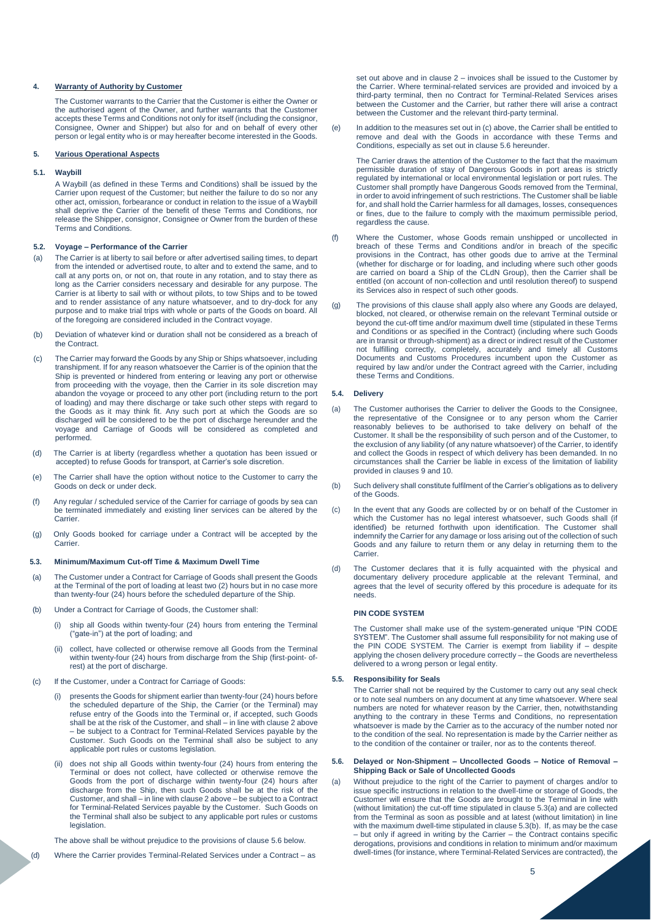## 4. Warranty of Authority by Customer

The Customer warrants to the Carrier that the Customer is either the Owner or the authorised agent of the Owner, and further warrants that the Customer accepts these Terms and Conditions not only for itself (including the consignor, Consignee, Owner and Shipper) but also for and on behalf of every other person or legal entity who is or may hereafter become interested in the Goods.

## 5. Various Operational Aspects

### 5.1. Waybill

A Waybill (as defined in these Terms and Conditions) shall be issued by the Carrier upon request of the Customer; but neither the failure to do so nor any other act, omission, forbearance or conduct in relation to the issue of a Waybill shall deprive the Carrier of the benefit of these Terms and Conditions, nor release the Shipper, consignor, Consignee or Owner from the burden of these Terms and Conditions.

### 5.2. Voyage – Performance of the Carrier

(a) The Carrier is at liberty to sail before or after advertised sailing times, to depart from the intended or advertised route, to alter and to extend the same, and to call at any ports on, or not on, that route in any rotation, and to stay there as long as the Carrier considers necessary and desirable for any purpose. The Carrier is at liberty to sail with or without pilots, to tow Ships and to be towed and to render assistance of any nature whatsoever, and to dry-dock for any purpose and to make trial trips with whole or parts of the Goods on board. All of the foregoing are considered included in the Contract voyage.

(b) Deviation of whatever kind or duration shall not be considered as a breach of the Contract.

(c) The Carrier may forward the Goods by any Ship or Ships whatsoever, including transhipment. If for any reason whatsoever the Carrier is of the opinion that the Ship is prevented or hindered from entering or leaving any port or otherwise from proceeding with the voyage, then the Carrier in its sole discretion may abandon the voyage or proceed to any other port (including return to the port of loading) and may there discharge or take such other steps with regard to the Goods as it may think fit. Any such port at which the Goods are so discharged will be considered to be the port of discharge hereunder and the voyage and Carriage of Goods will be considered as completed and performed.

(d) The Carrier is at liberty (regardless whether a quotation has been issued or accepted) to refuse Goods for transport, at Carrier's sole discretion.

(e) The Carrier shall have the option without notice to the Customer to carry the Goods on deck or under deck.

(f) Any regular / scheduled service of the Carrier for carriage of goods by sea can be terminated immediately and existing liner services can be altered by the Carrier.

(g) Only Goods booked for carriage under a Contract will be accepted by the Carrier.

### 5.3. Minimum/Maximum Cut-off Time & Maximum Dwell Time

(a) The Customer under a Contract for Carriage of Goods shall present the Goods at the Terminal of the port of loading at least two (2) hours but in no case more than twenty-four (24) hours before the scheduled departure of the Ship.

(b) Under a Contract for Carriage of Goods, the Customer shall:

(i) ship all Goods within twenty-four (24) hours from entering the Terminal ("gate-in") at the port of loading; and

(ii) collect, have collected or otherwise remove all Goods from the Terminal within twenty-four (24) hours from discharge from the Ship (first-point- of-rest) at the port of discharge.

(c) If the Customer, under a Contract for Carriage of Goods:

(i) presents the Goods for shipment earlier than twenty-four (24) hours before the scheduled departure of the Ship, the Carrier (or the Terminal) may refuse entry of the Goods into the Terminal or, if accepted, such Goods shall be at the risk of the Customer, and shall – in line with clause 2 above – be subject to a Contract for Terminal-Related Services payable by the Customer. Such Goods on the Terminal shall also be subject to any applicable port rules or customs legislation.

(ii) does not ship all Goods within twenty-four (24) hours from entering the Terminal or does not collect, have collected or otherwise remove the Goods from the port of discharge within twenty-four (24) hours after discharge from the Ship, then such Goods shall be at the risk of the Customer, and shall – in line with clause 2 above – be subject to a Contract for Terminal-Related Services payable by the Customer. Such Goods on the Terminal shall also be subject to any applicable port rules or customs legislation.

The above shall be without prejudice to the provisions of clause 5.6 below.

(d) Where the Carrier provides Terminal-Related Services under a Contract – as set out above and in clause 2 – invoices shall be issued to the Customer by the Carrier. Where terminal-related services are provided and invoiced by a third-party terminal, then no Contract for Terminal-Related Services arises between the Customer and the Carrier, but rather there will arise a contract between the Customer and the relevant third-party terminal.

(e) In addition to the measures set out in (c) above, the Carrier shall be entitled to remove and deal with the Goods in accordance with these Terms and Conditions, especially as set out in clause 5.6 hereunder.

The Carrier draws the attention of the Customer to the fact that the maximum permissible duration of stay of Dangerous Goods in port areas is strictly regulated by international or local environmental legislation or port rules. The Customer shall promptly have Dangerous Goods removed from the Terminal, in order to avoid infringement of such restrictions. The Customer shall be liable for, and shall hold the Carrier harmless for all damages, losses, consequences or fines, due to the failure to comply with the maximum permissible period, regardless the cause.

(f) Where the Customer, whose Goods remain unshipped or uncollected in breach of these Terms and Conditions and/or in breach of the specific provisions in the Contract, has other goods due to arrive at the Terminal (whether for discharge or for loading, and including where such other goods are carried on board a Ship of the CLdN Group), then the Carrier shall be entitled (on account of non-collection and until resolution thereof) to suspend its Services also in respect of such other goods.

(g) The provisions of this clause shall apply also where any Goods are delayed, blocked, not cleared, or otherwise remain on the relevant Terminal outside or beyond the cut-off time and/or maximum dwell time (stipulated in these Terms and Conditions or as specified in the Contract) (including where such Goods are in transit or through-shipment) as a direct or indirect result of the Customer not fulfilling correctly, completely, accurately and timely all Customs Documents and Customs Procedures incumbent upon the Customer as required by law and/or under the Contract agreed with the Carrier, including these Terms and Conditions.

### 5.4. Delivery

(a) The Customer authorises the Carrier to deliver the Goods to the Consignee, the representative of the Consignee or to any person whom the Carrier reasonably believes to be authorised to take delivery on behalf of the Customer. It shall be the responsibility of such person and of the Customer, to the exclusion of any liability (of any nature whatsoever) of the Carrier, to identify and collect the Goods in respect of which delivery has been demanded. In no circumstances shall the Carrier be liable in excess of the limitation of liability provided in clauses 9 and 10.

(b) Such delivery shall constitute fulfilment of the Carrier's obligations as to delivery of the Goods.

(c) In the event that any Goods are collected by or on behalf of the Customer in which the Customer has no legal interest whatsoever, such Goods shall (if identified) be returned forthwith upon identification. The Customer shall indemnify the Carrier for any damage or loss arising out of the collection of such Goods and any failure to return them or any delay in returning them to the Carrier.

(d) The Customer declares that it is fully acquainted with the physical and documentary delivery procedure applicable at the relevant Terminal, and agrees that the level of security offered by this procedure is adequate for its needs.

**PIN CODE SYSTEM**

The Customer shall make use of the system-generated unique "PIN CODE SYSTEM". The Customer shall assume full responsibility for not making use of the PIN CODE SYSTEM. The Carrier is exempt from liability if – despite applying the chosen delivery procedure correctly – the Goods are nevertheless delivered to a wrong person or legal entity.

### 5.5. Responsibility for Seals

The Carrier shall not be required by the Customer to carry out any seal check or to note seal numbers on any document at any time whatsoever. Where seal numbers are noted for whatever reason by the Carrier, then, notwithstanding anything to the contrary in these Terms and Conditions, no representation whatsoever is made by the Carrier as to the accuracy of the number noted nor to the condition of the seal. No representation is made by the Carrier neither as to the condition of the container or trailer, nor as to the contents thereof.

### 5.6. Delayed or Non-Shipment – Uncollected Goods – Notice of Removal – Shipping Back or Sale of Uncollected Goods

(a) Without prejudice to the right of the Carrier to payment of charges and/or to issue specific instructions in relation to the dwell-time or storage of Goods, the Customer will ensure that the Goods are brought to the Terminal in line with (without limitation) the cut-off time stipulated in clause 5.3(a) and are collected from the Terminal as soon as possible and at latest (without limitation) in line with the maximum dwell-time stipulated in clause 5.3(b). If, as may be the case – but only if agreed in writing by the Carrier – the Contract contains specific derogations, provisions and conditions in relation to minimum and/or maximum dwell-times (for instance, where Terminal-Related Services are contracted), the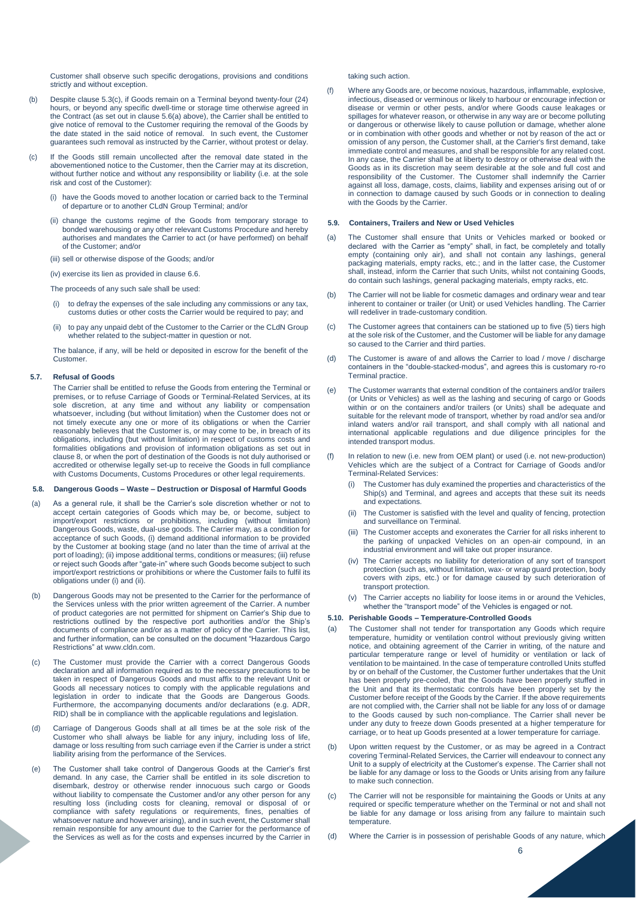Customer shall observe such specific derogations, provisions and conditions strictly and without exception.

(b) Despite clause 5.3(c), if Goods remain on a Terminal beyond twenty-four (24) hours, or beyond any specific dwell-time or storage time otherwise agreed in the Contract (as set out in clause 5.6(a) above), the Carrier shall be entitled to give notice of removal to the Customer requiring the removal of the Goods by the date stated in the said notice of removal. In such event, the Customer guarantees such removal as instructed by the Carrier, without protest or delay.

(c) If the Goods still remain uncollected after the removal date stated in the abovementioned notice to the Customer, then the Carrier may at its discretion, without further notice and without any responsibility or liability (i.e. at the sole risk and cost of the Customer):

(i) have the Goods moved to another location or carried back to the Terminal of departure or to another CLdN Group Terminal; and/or

(ii) change the customs regime of the Goods from temporary storage to bonded warehousing or any other relevant Customs Procedure and hereby authorises and mandates the Carrier to act (or have performed) on behalf of the Customer; and/or

(iii) sell or otherwise dispose of the Goods; and/or

(iv) exercise its lien as provided in clause 6.6.

The proceeds of any such sale shall be used:

(i) to defray the expenses of the sale including any commissions or any tax, customs duties or other costs the Carrier would be required to pay; and

(ii) to pay any unpaid debt of the Customer to the Carrier or the CLdN Group whether related to the subject-matter in question or not.

The balance, if any, will be held or deposited in escrow for the benefit of the Customer.

### 5.7. Refusal of Goods

The Carrier shall be entitled to refuse the Goods from entering the Terminal or premises, or to refuse Carriage of Goods or Terminal-Related Services, at its sole discretion, at any time and without any liability or compensation whatsoever, including (but without limitation) when the Customer does not or not timely execute any one or more of its obligations or when the Carrier reasonably believes that the Customer is, or may come to be, in breach of its obligations, including (but without limitation) in respect of customs costs and formalities obligations and provision of information obligations as set out in clause 8, or when the port of destination of the Goods is not duly authorised or accredited or otherwise legally set-up to receive the Goods in full compliance with Customs Documents, Customs Procedures or other legal requirements.

### 5.8. Dangerous Goods – Waste – Destruction or Disposal of Harmful Goods

(a) As a general rule, it shall be the Carrier's sole discretion whether or not to accept certain categories of Goods which may be, or become, subject to import/export restrictions or prohibitions, including (without limitation) Dangerous Goods, waste, dual-use goods. The Carrier may, as a condition for acceptance of such Goods, (i) demand additional information to be provided by the Customer at booking stage (and no later than the time of arrival at the port of loading); (ii) impose additional terms, conditions or measures; (iii) refuse or reject such Goods after "gate-in" where such Goods become subject to such import/export restrictions or prohibitions or where the Customer fails to fulfil its obligations under (i) and (ii).

(b) Dangerous Goods may not be presented to the Carrier for the performance of the Services unless with the prior written agreement of the Carrier. A number of product categories are not permitted for shipment on Carrier's Ship due to restrictions outlined by the respective port authorities and/or the Ship's documents of compliance and/or as a matter of policy of the Carrier. This list, and further information, can be consulted on the document "Hazardous Cargo Restrictions" at www.cldn.com.

(c) The Customer must provide the Carrier with a correct Dangerous Goods declaration and all information required as to the necessary precautions to be taken in respect of Dangerous Goods and must affix to the relevant Unit or Goods all necessary notices to comply with the applicable regulations and legislation in order to indicate that the Goods are Dangerous Goods. Furthermore, the accompanying documents and/or declarations (e.g. ADR, RID) shall be in compliance with the applicable regulations and legislation.

(d) Carriage of Dangerous Goods shall at all times be at the sole risk of the Customer who shall always be liable for any injury, including loss of life, damage or loss resulting from such carriage even if the Carrier is under a strict liability arising from the performance of the Services.

(e) The Customer shall take control of Dangerous Goods at the Carrier's first demand. In any case, the Carrier shall be entitled in its sole discretion to disembark, destroy or otherwise render innocuous such cargo or Goods without liability to compensate the Customer and/or any other person for any resulting loss (including costs for cleaning, removal or disposal of or compliance with safety regulations or requirements, fines, penalties of whatsoever nature and however arising), and in such event, the Customer shall remain responsible for any amount due to the Carrier for the performance of the Services as well as for the costs and expenses incurred by the Carrier in taking such action.

(f) Where any Goods are, or become noxious, hazardous, inflammable, explosive, infectious, diseased or verminous or likely to harbour or encourage infection or disease or vermin or other pests, and/or where Goods cause leakages or spillages for whatever reason, or otherwise in any way are or become polluting or dangerous or otherwise likely to cause pollution or damage, whether alone or in combination with other goods and whether or not by reason of the act or omission of any person, the Customer shall, at the Carrier's first demand, take immediate control and measures, and shall be responsible for any related cost. In any case, the Carrier shall be at liberty to destroy or otherwise deal with the Goods as in its discretion may seem desirable at the sole and full cost and responsibility of the Customer. The Customer shall indemnify the Carrier against all loss, damage, costs, claims, liability and expenses arising out of or in connection to damage caused by such Goods or in connection to dealing with the Goods by the Carrier.

### 5.9. Containers, Trailers and New or Used Vehicles

(a) The Customer shall ensure that Units or Vehicles marked or booked or declared with the Carrier as "empty" shall, in fact, be completely and totally empty (containing only air), and shall not contain any lashings, general packaging materials, empty racks, etc.; and in the latter case, the Customer shall, instead, inform the Carrier that such Units, whilst not containing Goods, do contain such lashings, general packaging materials, empty racks, etc.

(b) The Carrier will not be liable for cosmetic damages and ordinary wear and tear inherent to container or trailer (or Unit) or used Vehicles handling. The Carrier will redeliver in trade-customary condition.

(c) The Customer agrees that containers can be stationed up to five (5) tiers high at the sole risk of the Customer, and the Customer will be liable for any damage so caused to the Carrier and third parties.

(d) The Customer is aware of and allows the Carrier to load / move / discharge containers in the "double-stacked-modus", and agrees this is customary ro-ro Terminal practice.

(e) The Customer warrants that external condition of the containers and/or trailers (or Units or Vehicles) as well as the lashing and securing of cargo or Goods within or on the containers and/or trailers (or Units) shall be adequate and suitable for the relevant mode of transport, whether by road and/or sea and/or inland waters and/or rail transport, and shall comply with all national and international applicable regulations and due diligence principles for the intended transport modus.

(f) In relation to new (i.e. new from OEM plant) or used (i.e. not new-production) Vehicles which are the subject of a Contract for Carriage of Goods and/or Terminal-Related Services:

(i) The Customer has duly examined the properties and characteristics of the Ship(s) and Terminal, and agrees and accepts that these suit its needs and expectations.

(ii) The Customer is satisfied with the level and quality of fencing, protection and surveillance on Terminal.

(iii) The Customer accepts and exonerates the Carrier for all risks inherent to the parking of unpacked Vehicles on an open-air compound, in an industrial environment and will take out proper insurance.

(iv) The Carrier accepts no liability for deterioration of any sort of transport protection (such as, without limitation, wax- or wrap guard protection, body covers with zips, etc.) or for damage caused by such deterioration of transport protection.

(v) The Carrier accepts no liability for loose items in or around the Vehicles, whether the "transport mode" of the Vehicles is engaged or not.

### 5.10. Perishable Goods – Temperature-Controlled Goods

(a) The Customer shall not tender for transportation any Goods which require temperature, humidity or ventilation control without previously giving written notice, and obtaining agreement of the Carrier in writing, of the nature and particular temperature range or level of humidity or ventilation or lack of ventilation to be maintained. In the case of temperature controlled Units stuffed by or on behalf of the Customer, the Customer further undertakes that the Unit has been properly pre-cooled, that the Goods have been properly stuffed in the Unit and that its thermostatic controls have been properly set by the Customer before receipt of the Goods by the Carrier. If the above requirements are not complied with, the Carrier shall not be liable for any loss of or damage to the Goods caused by such non-compliance. The Carrier shall never be under any duty to freeze down Goods presented at a higher temperature for carriage, or to heat up Goods presented at a lower temperature for carriage.

(b) Upon written request by the Customer, or as may be agreed in a Contract covering Terminal-Related Services, the Carrier will endeavour to connect any Unit to a supply of electricity at the Customer's expense. The Carrier shall not be liable for any damage or loss to the Goods or Units arising from any failure to make such connection.

(c) The Carrier will not be responsible for maintaining the Goods or Units at any required or specific temperature whether on the Terminal or not and shall not be liable for any damage or loss arising from any failure to maintain such temperature.

(d) Where the Carrier is in possession of perishable Goods of any nature, which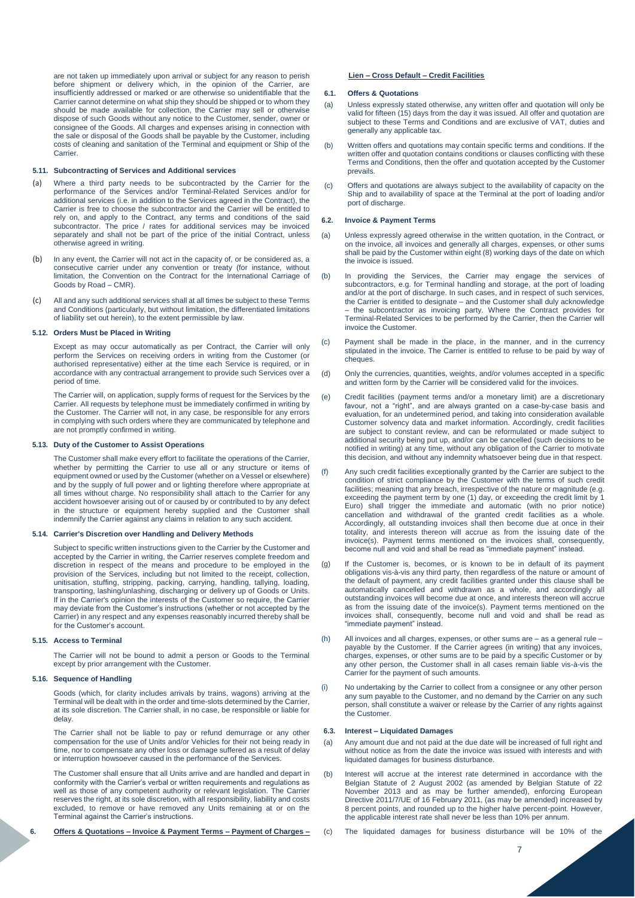are not taken up immediately upon arrival or subject for any reason to perish before shipment or delivery which, in the opinion of the Carrier, are insufficiently addressed or marked or are otherwise so unidentifiable that the Carrier cannot determine on what ship they should be shipped or to whom they should be made available for collection, the Carrier may sell or otherwise dispose of such Goods without any notice to the Customer, sender, owner or consignee of the Goods. All charges and expenses arising in connection with the sale or disposal of the Goods shall be payable by the Customer, including costs of cleaning and sanitation of the Terminal and equipment or Ship of the Carrier.

#### 5.11. Subcontracting of Services and Additional services

(a) Where a third party needs to be subcontracted by the Carrier for the performance of the Services and/or Terminal-Related Services and/or for additional services (i.e. in addition to the Services agreed in the Contract), the Carrier is free to choose the subcontractor and the Carrier will be entitled to rely on, and apply to the Contract, any terms and conditions of the said subcontractor. The price / rates for additional services may be invoiced separately and shall not be part of the price of the initial Contract, unless otherwise agreed in writing.

(b) In any event, the Carrier will not act in the capacity of, or be considered as, a consecutive carrier under any convention or treaty (for instance, without limitation, the Convention on the Contract for the International Carriage of Goods by Road – CMR).

(c) All and any such additional services shall at all times be subject to these Terms and Conditions (particularly, but without limitation, the differentiated limitations of liability set out herein), to the extent permissible by law.

#### 5.12. Orders Must be Placed in Writing

Except as may occur automatically as per Contract, the Carrier will only perform the Services on receiving orders in writing from the Customer (or authorised representative) either at the time each Service is required, or in accordance with any contractual arrangement to provide such Services over a period of time.

The Carrier will, on application, supply forms of request for the Services by the Carrier. All requests by telephone must be immediately confirmed in writing by the Customer. The Carrier will not, in any case, be responsible for any errors in complying with such orders where they are communicated by telephone and are not promptly confirmed in writing.

#### 5.13. Duty of the Customer to Assist Operations

The Customer shall make every effort to facilitate the operations of the Carrier, whether by permitting the Carrier to use all or any structure or items of equipment owned or used by the Customer (whether on a Vessel or elsewhere) and by the supply of full power and or lighting therefore where appropriate at all times without charge. No responsibility shall attach to the Carrier for any accident howsoever arising out of or caused by or contributed to by any defect in the structure or equipment hereby supplied and the Customer shall indemnify the Carrier against any claims in relation to any such accident.

#### 5.14. Carrier's Discretion over Handling and Delivery Methods

Subject to specific written instructions given to the Carrier by the Customer and accepted by the Carrier in writing, the Carrier reserves complete freedom and discretion in respect of the means and procedure to be employed in the provision of the Services, including but not limited to the receipt, collection, unitisation, stuffing, stripping, packing, carrying, handling, tallying, loading, transporting, lashing/unlashing, discharging or delivery up of Goods or Units. If in the Carrier's opinion the interests of the Customer so require, the Carrier may deviate from the Customer's instructions (whether or not accepted by the Carrier) in any respect and any expenses reasonably incurred thereby shall be for the Customer's account.

#### 5.15. Access to Terminal

The Carrier will not be bound to admit a person or Goods to the Terminal except by prior arrangement with the Customer.

#### 5.16. Sequence of Handling

Goods (which, for clarity includes arrivals by trains, wagons) arriving at the Terminal will be dealt with in the order and time-slots determined by the Carrier, at its sole discretion. The Carrier shall, in no case, be responsible or liable for delay.

The Carrier shall not be liable to pay or refund demurrage or any other compensation for the use of Units and/or Vehicles for their not being ready in time, nor to compensate any other loss or damage suffered as a result of delay or interruption howsoever caused in the performance of the Services.

The Customer shall ensure that all Units arrive and are handled and depart in conformity with the Carrier's verbal or written requirements and regulations as well as those of any competent authority or relevant legislation. The Carrier reserves the right, at its sole discretion, with all responsibility, liability and costs excluded, to remove or have removed any Units remaining at or on the Terminal against the Carrier's instructions.

## 6. Offers & Quotations – Invoice & Payment Terms – Payment of Charges – Lien – Cross Default – Credit Facilities

#### 6.1. Offers & Quotations

(a) Unless expressly stated otherwise, any written offer and quotation will only be valid for fifteen (15) days from the day it was issued. All offer and quotation are subject to these Terms and Conditions and are exclusive of VAT, duties and generally any applicable tax.

(b) Written offers and quotations may contain specific terms and conditions. If the written offer and quotation contains conditions or clauses conflicting with these Terms and Conditions, then the offer and quotation accepted by the Customer prevails.

(c) Offers and quotations are always subject to the availability of capacity on the Ship and to availability of space at the Terminal at the port of loading and/or port of discharge.

#### 6.2. Invoice & Payment Terms

(a) Unless expressly agreed otherwise in the written quotation, in the Contract, or on the invoice, all invoices and generally all charges, expenses, or other sums shall be paid by the Customer within eight (8) working days of the date on which the invoice is issued.

(b) In providing the Services, the Carrier may engage the services of subcontractors, e.g. for Terminal handling and storage, at the port of loading and/or at the port of discharge. In such cases, and in respect of such services, the Carrier is entitled to designate – and the Customer shall duly acknowledge – the subcontractor as invoicing party. Where the Contract provides for Terminal-Related Services to be performed by the Carrier, then the Carrier will invoice the Customer.

(c) Payment shall be made in the place, in the manner, and in the currency stipulated in the invoice. The Carrier is entitled to refuse to be paid by way of cheques.

(d) Only the currencies, quantities, weights, and/or volumes accepted in a specific and written form by the Carrier will be considered valid for the invoices.

(e) Credit facilities (payment terms and/or a monetary limit) are a discretionary favour, not a "right", and are always granted on a case-by-case basis and evaluation, for an undetermined period, and taking into consideration available Customer solvency data and market information. Accordingly, credit facilities are subject to constant review, and can be reformulated or made subject to additional security being put up, and/or can be cancelled (such decisions to be notified in writing) at any time, without any obligation of the Carrier to motivate this decision, and without any indemnity whatsoever being due in that respect.

(f) Any such credit facilities exceptionally granted by the Carrier are subject to the condition of strict compliance by the Customer with the terms of such credit facilities; meaning that any breach, irrespective of the nature or magnitude (e.g. exceeding the payment term by one (1) day, or exceeding the credit limit by 1 Euro) shall trigger the immediate and automatic (with no prior notice) cancellation and withdrawal of the granted credit facilities as a whole. Accordingly, all outstanding invoices shall then become due at once in their totality, and interests thereon will accrue as from the issuing date of the invoice(s). Payment terms mentioned on the invoices shall, consequently, become null and void and shall be read as "immediate payment" instead.

(g) If the Customer is, becomes, or is known to be in default of its payment obligations vis-à-vis any third party, then regardless of the nature or amount of the default of payment, any credit facilities granted under this clause shall be automatically cancelled and withdrawn as a whole, and accordingly all outstanding invoices will become due at once, and interests thereon will accrue as from the issuing date of the invoice(s). Payment terms mentioned on the invoices shall, consequently, become null and void and shall be read as "immediate payment" instead.

(h) All invoices and all charges, expenses, or other sums are – as a general rule – payable by the Customer. If the Carrier agrees (in writing) that any invoices, charges, expenses, or other sums are to be paid by a specific Customer or by any other person, the Customer shall in all cases remain liable vis-à-vis the Carrier for the payment of such amounts.

(i) No undertaking by the Carrier to collect from a consignee or any other person any sum payable to the Customer, and no demand by the Carrier on any such person, shall constitute a waiver or release by the Carrier of any rights against the Customer.

#### 6.3. Interest – Liquidated Damages

(a) Any amount due and not paid at the due date will be increased of full right and without notice as from the date the invoice was issued with interests and with liquidated damages for business disturbance.

(b) Interest will accrue at the interest rate determined in accordance with the Belgian Statute of 2 August 2002 (as amended by Belgian Statute of 22 November 2013 and as may be further amended), enforcing European Directive 2011/7/UE of 16 February 2011, (as may be amended) increased by 8 percent points, and rounded up to the higher halve percent-point. However, the applicable interest rate shall never be less than 10% per annum.

(c) The liquidated damages for business disturbance will be 10% of the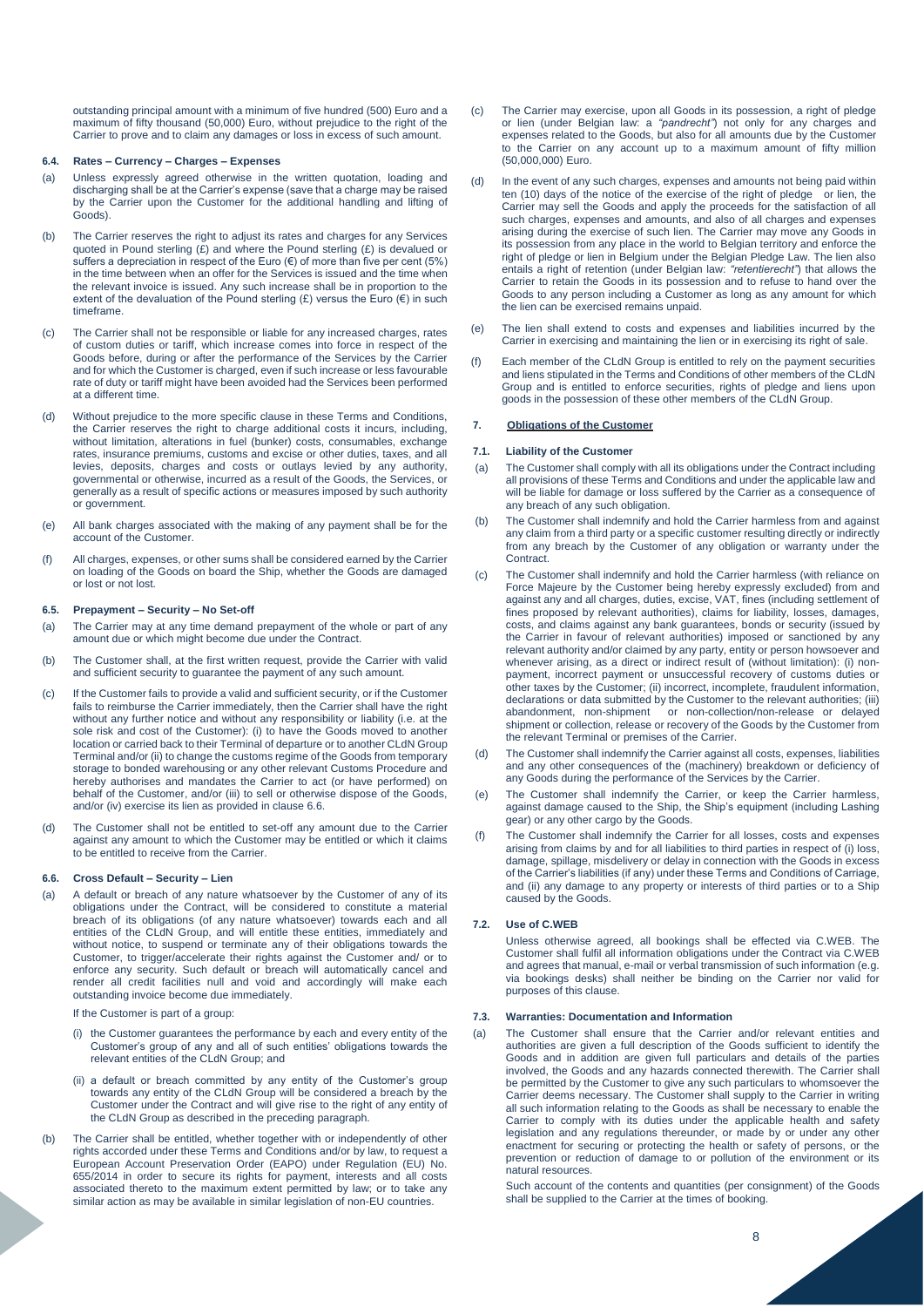outstanding principal amount with a minimum of five hundred (500) Euro and a maximum of fifty thousand (50,000) Euro, without prejudice to the right of the Carrier to prove and to claim any damages or loss in excess of such amount.

#### 6.4. Rates – Currency – Charges – Expenses

(a) Unless expressly agreed otherwise in the written quotation, loading and discharging shall be at the Carrier's expense (save that a charge may be raised by the Carrier upon the Customer for the additional handling and lifting of Goods).

(b) The Carrier reserves the right to adjust its rates and charges for any Services quoted in Pound sterling (£) and where the Pound sterling (£) is devalued or suffers a depreciation in respect of the Euro (€) of more than five per cent (5%) in the time between when an offer for the Services is issued and the time when the relevant invoice is issued. Any such increase shall be in proportion to the extent of the devaluation of the Pound sterling (£) versus the Euro (€) in such timeframe.

(c) The Carrier shall not be responsible or liable for any increased charges, rates of custom duties or tariff, which increase comes into force in respect of the Goods before, during or after the performance of the Services by the Carrier and for which the Customer is charged, even if such increase or less favourable rate of duty or tariff might have been avoided had the Services been performed at a different time.

(d) Without prejudice to the more specific clause in these Terms and Conditions, the Carrier reserves the right to charge additional costs it incurs, including, without limitation, alterations in fuel (bunker) costs, consumables, exchange rates, insurance premiums, customs and excise or other duties, taxes, and all levies, deposits, charges and costs or outlays levied by any authority, governmental or otherwise, incurred as a result of the Goods, the Services, or generally as a result of specific actions or measures imposed by such authority or government.

(e) All bank charges associated with the making of any payment shall be for the account of the Customer.

(f) All charges, expenses, or other sums shall be considered earned by the Carrier on loading of the Goods on board the Ship, whether the Goods are damaged or lost or not lost.

#### 6.5. Prepayment – Security – No Set-off

(a) The Carrier may at any time demand prepayment of the whole or part of any amount due or which might become due under the Contract.

(b) The Customer shall, at the first written request, provide the Carrier with valid and sufficient security to guarantee the payment of any such amount.

(c) If the Customer fails to provide a valid and sufficient security, or if the Customer fails to reimburse the Carrier immediately, then the Carrier shall have the right without any further notice and without any responsibility or liability (i.e. at the sole risk and cost of the Customer): (i) to have the Goods moved to another location or carried back to their Terminal of departure or to another CLdN Group Terminal and/or (ii) to change the customs regime of the Goods from temporary storage to bonded warehousing or any other relevant Customs Procedure and hereby authorises and mandates the Carrier to act (or have performed) on behalf of the Customer, and/or (iii) to sell or otherwise dispose of the Goods, and/or (iv) exercise its lien as provided in clause 6.6.

(d) The Customer shall not be entitled to set-off any amount due to the Carrier against any amount to which the Customer may be entitled or which it claims to be entitled to receive from the Carrier.

#### 6.6. Cross Default – Security – Lien

(a) A default or breach of any nature whatsoever by the Customer of any of its obligations under the Contract, will be considered to constitute a material breach of its obligations (of any nature whatsoever) towards each and all entities of the CLdN Group, and will entitle these entities, immediately and without notice, to suspend or terminate any of their obligations towards the Customer, to trigger/accelerate their rights against the Customer and/ or to enforce any security. Such default or breach will automatically cancel and render all credit facilities null and void and accordingly will make each outstanding invoice become due immediately.

If the Customer is part of a group:

(i) the Customer guarantees the performance by each and every entity of the Customer's group of any and all of such entities' obligations towards the relevant entities of the CLdN Group; and

(ii) a default or breach committed by any entity of the Customer's group towards any entity of the CLdN Group will be considered a breach by the Customer under the Contract and will give rise to the right of any entity of the CLdN Group as described in the preceding paragraph.

(b) The Carrier shall be entitled, whether together with or independently of other rights accorded under these Terms and Conditions and/or by law, to request a European Account Preservation Order (EAPO) under Regulation (EU) No. 655/2014 in order to secure its rights for payment, interests and all costs associated thereto to the maximum extent permitted by law; or to take any similar action as may be available in similar legislation of non-EU countries.

(c) The Carrier may exercise, upon all Goods in its possession, a right of pledge or lien (under Belgian law: a *"pandrecht"*) not only for any charges and expenses related to the Goods, but also for all amounts due by the Customer to the Carrier on any account up to a maximum amount of fifty million (50,000,000) Euro.

(d) In the event of any such charges, expenses and amounts not being paid within ten (10) days of the notice of the exercise of the right of pledge or lien, the Carrier may sell the Goods and apply the proceeds for the satisfaction of all such charges, expenses and amounts, and also of all charges and expenses arising during the exercise of such lien. The Carrier may move any Goods in its possession from any place in the world to Belgian territory and enforce the right of pledge or lien in Belgium under the Belgian Pledge Law. The lien also entails a right of retention (under Belgian law: *"retentierecht"*) that allows the Carrier to retain the Goods in its possession and to refuse to hand over the Goods to any person including a Customer as long as any amount for which the lien can be exercised remains unpaid.

(e) The lien shall extend to costs and expenses and liabilities incurred by the Carrier in exercising and maintaining the lien or in exercising its right of sale.

(f) Each member of the CLdN Group is entitled to rely on the payment securities and liens stipulated in the Terms and Conditions of other members of the CLdN Group and is entitled to enforce securities, rights of pledge and liens upon goods in the possession of these other members of the CLdN Group.

### 7. Obligations of the Customer

#### 7.1. Liability of the Customer

(a) The Customer shall comply with all its obligations under the Contract including all provisions of these Terms and Conditions and under the applicable law and will be liable for damage or loss suffered by the Carrier as a consequence of any breach of any such obligation.

(b) The Customer shall indemnify and hold the Carrier harmless from and against any claim from a third party or a specific customer resulting directly or indirectly from any breach by the Customer of any obligation or warranty under the Contract.

(c) The Customer shall indemnify and hold the Carrier harmless (with reliance on Force Majeure by the Customer being hereby expressly excluded) from and against any and all charges, duties, excise, VAT, fines (including settlement of fines proposed by relevant authorities), claims for liability, losses, damages, costs, and claims against any bank guarantees, bonds or security (issued by the Carrier in favour of relevant authorities) imposed or sanctioned by any relevant authority and/or claimed by any party, entity or person howsoever and whenever arising, as a direct or indirect result of (without limitation): (i) non-payment, incorrect payment or unsuccessful recovery of customs duties or other taxes by the Customer; (ii) incorrect, incomplete, fraudulent information, declarations or data submitted by the Customer to the relevant authorities; (iii) abandonment, non-shipment or non-collection/non-release or delayed shipment or collection, release or recovery of the Goods by the Customer from the relevant Terminal or premises of the Carrier.

(d) The Customer shall indemnify the Carrier against all costs, expenses, liabilities and any other consequences of the (machinery) breakdown or deficiency of any Goods during the performance of the Services by the Carrier.

(e) The Customer shall indemnify the Carrier, or keep the Carrier harmless, against damage caused to the Ship, the Ship's equipment (including Lashing gear) or any other cargo by the Goods.

(f) The Customer shall indemnify the Carrier for all losses, costs and expenses arising from claims by and for all liabilities to third parties in respect of (i) loss, damage, spillage, misdelivery or delay in connection with the Goods in excess of the Carrier's liabilities (if any) under these Terms and Conditions of Carriage, and (ii) any damage to any property or interests of third parties or to a Ship caused by the Goods.

#### 7.2. Use of C.WEB

Unless otherwise agreed, all bookings shall be effected via C.WEB. The Customer shall fulfil all information obligations under the Contract via C.WEB and agrees that manual, e-mail or verbal transmission of such information (e.g. via bookings desks) shall neither be binding on the Carrier nor valid for purposes of this clause.

#### 7.3. Warranties: Documentation and Information

(a) The Customer shall ensure that the Carrier and/or relevant entities and authorities are given a full description of the Goods sufficient to identify the Goods and in addition are given full particulars and details of the parties involved, the Goods and any hazards connected therewith. The Carrier shall be permitted by the Customer to give any such particulars to whomsoever the Carrier deems necessary. The Customer shall supply to the Carrier in writing all such information relating to the Goods as shall be necessary to enable the Carrier to comply with its duties under the applicable health and safety legislation and any regulations thereunder, or made by or under any other enactment for securing or protecting the health or safety of persons, or the prevention or reduction of damage to or pollution of the environment or its natural resources.

Such account of the contents and quantities (per consignment) of the Goods shall be supplied to the Carrier at the times of booking.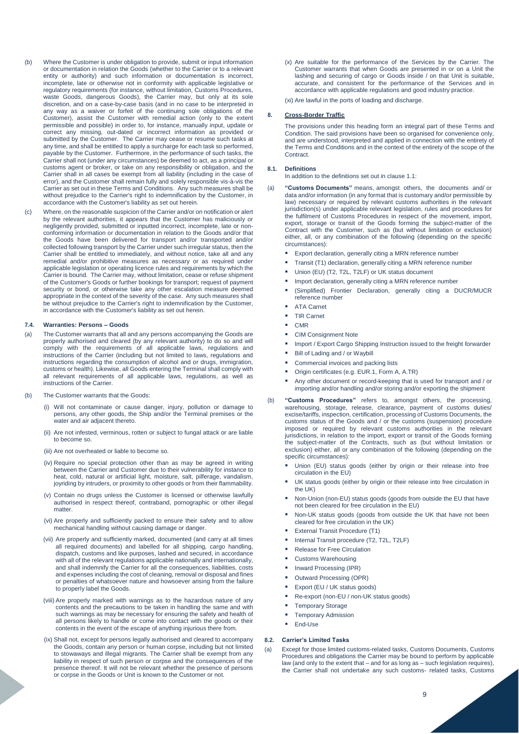(b) Where the Customer is under obligation to provide, submit or input information or documentation in relation the Goods (whether to the Carrier or to a relevant entity or authority) and such information or documentation is incorrect, incomplete, late or otherwise not in conformity with applicable legislative or regulatory requirements (for instance, without limitation, Customs Procedures, waste Goods, dangerous Goods), the Carrier may, but only at its sole discretion, and on a case-by-case basis (and in no case to be interpreted in any way as a waiver or forfeit of the continuing sole obligations of the Customer), assist the Customer with remedial action (only to the extent permissible and possible) in order to, for instance, manually input, update or correct any missing, out-dated or incorrect information as provided or submitted by the Customer. The Carrier may cease or resume such tasks at any time, and shall be entitled to apply a surcharge for each task so performed, payable by the Customer. Furthermore, in the performance of such tasks, the Carrier shall not (under any circumstances) be deemed to act, as a principal or customs agent or broker, or take on any responsibility or obligation, and the Carrier shall in all cases be exempt from all liability (including in the case of error), and the Customer shall remain fully and solely responsible vis-à-vis the Carrier as set out in these Terms and Conditions. Any such measures shall be without prejudice to the Carrier's right to indemnification by the Customer, in accordance with the Customer's liability as set out herein.

(c) Where, on the reasonable suspicion of the Carrier and/or on notification or alert by the relevant authorities, it appears that the Customer has maliciously or negligently provided, submitted or inputted incorrect, incomplete, late or non-conforming information or documentation in relation to the Goods and/or that the Goods have been delivered for transport and/or transported and/or collected following transport by the Carrier under such irregular status, then the Carrier shall be entitled to immediately, and without notice, take all and any remedial and/or prohibitive measures as necessary or as required under applicable legislation or operating licence rules and requirements by which the Carrier is bound. The Carrier may, without limitation, cease or refuse shipment of the Customer's Goods or further bookings for transport; request of payment security or bond, or otherwise take any other escalation measure deemed appropriate in the context of the severity of the case. Any such measures shall be without prejudice to the Carrier's right to indemnification by the Customer, in accordance with the Customer's liability as set out herein.

#### 7.4. Warranties: Persons – Goods

(a) The Customer warrants that all and any persons accompanying the Goods are properly authorised and cleared (by any relevant authority) to do so and will comply with the requirements of all applicable laws, regulations and instructions of the Carrier (including but not limited to laws, regulations and instructions regarding the consumption of alcohol and or drugs, immigration, customs or health). Likewise, all Goods entering the Terminal shall comply with all relevant requirements of all applicable laws, regulations, as well as instructions of the Carrier.

(b) The Customer warrants that the Goods:

(i) Will not contaminate or cause danger, injury, pollution or damage to persons, any other goods, the Ship and/or the Terminal premises or the water and air adjacent thereto.

(ii) Are not infested, verminous, rotten or subject to fungal attack or are liable to become so.

(iii) Are not overheated or liable to become so.

(iv) Require no special protection other than as may be agreed in writing between the Carrier and Customer due to their vulnerability for instance to heat, cold, natural or artificial light, moisture, salt, pilferage, vandalism, joyriding by intruders, or proximity to other goods or from their flammability.

(v) Contain no drugs unless the Customer is licensed or otherwise lawfully authorised in respect thereof, contraband, pornographic or other illegal matter.

(vi) Are properly and sufficiently packed to ensure their safety and to allow mechanical handling without causing damage or danger.

(vii) Are properly and sufficiently marked, documented (and carry at all times all required documents) and labelled for all shipping, cargo handling, dispatch, customs and like purposes, lashed and secured, in accordance with all of the relevant regulations applicable nationally and internationally, and shall indemnify the Carrier for all the consequences, liabilities, costs and expenses including the cost of cleaning, removal or disposal and fines or penalties of whatsoever nature and howsoever arising from the failure to properly label the Goods.

(viii) Are properly marked with warnings as to the hazardous nature of any contents and the precautions to be taken in handling the same and with such warnings as may be necessary for ensuring the safety and health of all persons likely to handle or come into contact with the goods or their contents in the event of the escape of anything injurious there from.

(ix) Shall not, except for persons legally authorised and cleared to accompany the Goods, contain any person or human corpse, including but not limited to stowaways and illegal migrants. The Carrier shall be exempt from any liability in respect of such person or corpse and the consequences of the presence thereof. It will not be relevant whether the presence of persons or corpse in the Goods or Unit is known to the Customer or not.

(x) Are suitable for the performance of the Services by the Carrier. The Customer warrants that when Goods are presented in or on a Unit the lashing and securing of cargo or Goods inside / on that Unit is suitable, accurate, and consistent for the performance of the Services and in accordance with applicable regulations and good industry practice.

(xi) Are lawful in the ports of loading and discharge.

### 8. Cross-Border Traffic

The provisions under this heading form an integral part of these Terms and Condition. The said provisions have been so organised for convenience only, and are understood, interpreted and applied in connection with the entirety of the Terms and Conditions and in the context of the entirety of the scope of the Contract.

#### 8.1. Definitions

In addition to the definitions set out in clause 1.1:

(a) **"Customs Documents"** means, amongst others, the documents and/ or data and/or information (in any format that is customary and/or permissible by law) necessary or required by relevant customs authorities in the relevant jurisdiction(s) under applicable relevant legislation, rules and procedures for the fulfilment of Customs Procedures in respect of the movement, import, export, storage or transit of the Goods forming the subject-matter of the Contract with the Customer, such as (but without limitation or exclusion) either, all, or any combination of the following (depending on the specific circumstances):

- Export declaration, generally citing a MRN reference number
- Transit (T1) declaration, generally citing a MRN reference number
- Union (EU) (T2, T2L, T2LF) or UK status document
- Import declaration, generally citing a MRN reference number
- (Simplified) Frontier Declaration, generally citing a DUCR/MUCR reference number
- ATA Carnet
- TIR Carnet
- CMR
- CIM Consignment Note
- Import / Export Cargo Shipping Instruction issued to the freight forwarder
- Bill of Lading and / or Waybill
- Commercial invoices and packing lists
- Origin certificates (e.g. EUR.1, Form A, A.TR)
- Any other document or record-keeping that is used for transport and / or importing and/or handling and/or storing and/or exporting the shipment

(b) **"Customs Procedures"** refers to, amongst others, the processing, warehousing, storage, release, clearance, payment of customs duties/ excise/tariffs, inspection, certification, processing of Customs Documents, the customs status of the Goods and / or the customs (suspension) procedure imposed or required by relevant customs authorities in the relevant jurisdictions, in relation to the import, export or transit of the Goods forming the subject-matter of the Contracts, such as (but without limitation or exclusion) either, all or any combination of the following (depending on the specific circumstances):

- Union (EU) status goods (either by origin or their release into free circulation in the EU)
- UK status goods (either by origin or their release into free circulation in the UK)
- Non-Union (non-EU) status goods (goods from outside the EU that have not been cleared for free circulation in the EU)
- Non-UK status goods (goods from outside the UK that have not been cleared for free circulation in the UK)
- External Transit Procedure (T1)
- Internal Transit procedure (T2, T2L, T2LF)
- Release for Free Circulation
- Customs Warehousing
- Inward Processing (IPR)
- Outward Processing (OPR)
- Export (EU / UK status goods)
- Re-export (non-EU / non-UK status goods)
- Temporary Storage
- Temporary Admission
- End-Use

#### 8.2. Carrier's Limited Tasks

(a) Except for those limited customs-related tasks, Customs Documents, Customs Procedures and obligations the Carrier may be bound to perform by applicable law (and only to the extent that – and for as long as – such legislation requires), the Carrier shall not undertake any such customs- related tasks, Customs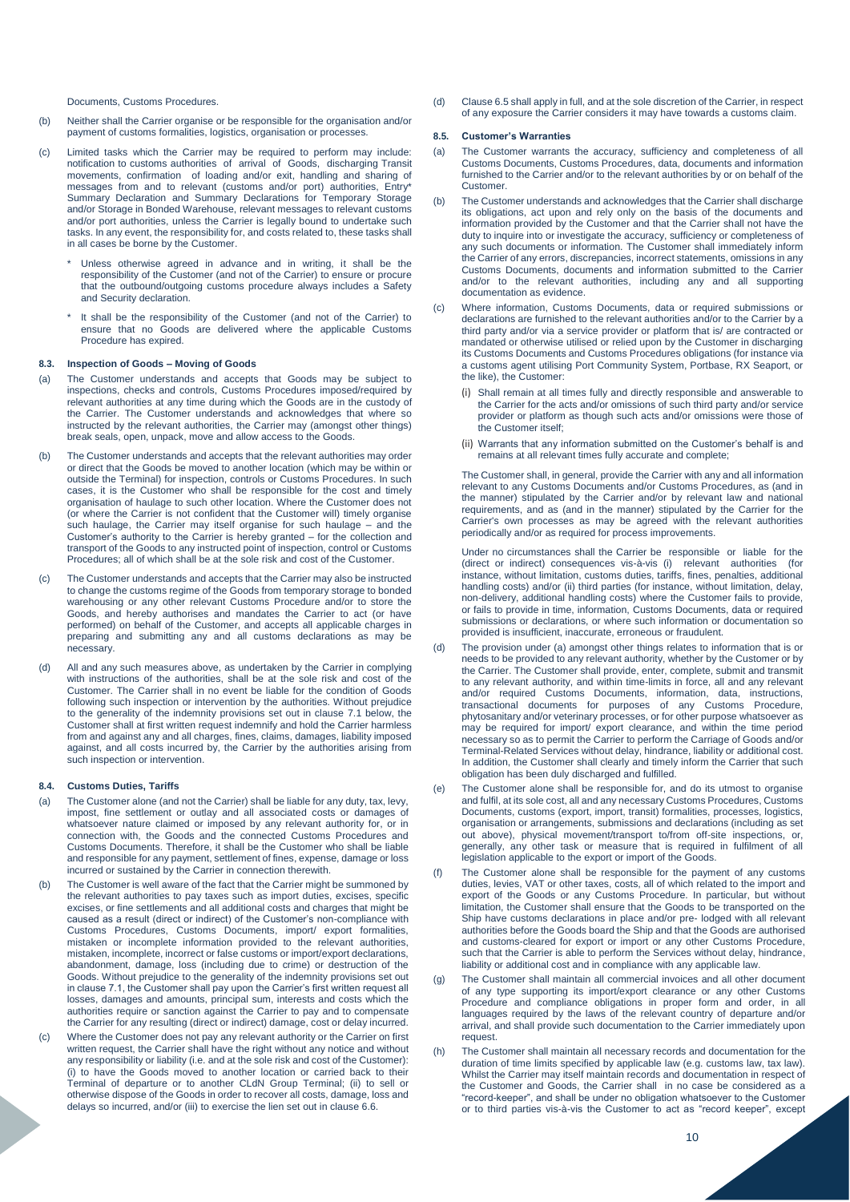Documents, Customs Procedures.

(b) Neither shall the Carrier organise or be responsible for the organisation and/or payment of customs formalities, logistics, organisation or processes.

(c) Limited tasks which the Carrier may be required to perform may include: notification to customs authorities of arrival of Goods, discharging Transit movements, confirmation of loading and/or exit, handling and sharing of messages from and to relevant (customs and/or port) authorities, Entry* Summary Declaration and Summary Declarations for Temporary Storage and/or Storage in Bonded Warehouse, relevant messages to relevant customs and/or port authorities, unless the Carrier is legally bound to undertake such tasks. In any event, the responsibility for, and costs related to, these tasks shall in all cases be borne by the Customer.

   \* Unless otherwise agreed in advance and in writing, it shall be the responsibility of the Customer (and not of the Carrier) to ensure or procure that the outbound/outgoing customs procedure always includes a Safety and Security declaration.

   \* It shall be the responsibility of the Customer (and not of the Carrier) to ensure that no Goods are delivered where the applicable Customs Procedure has expired.

#### 8.3. Inspection of Goods – Moving of Goods

(a) The Customer understands and accepts that Goods may be subject to inspections, checks and controls, Customs Procedures imposed/required by relevant authorities at any time during which the Goods are in the custody of the Carrier. The Customer understands and acknowledges that where so instructed by the relevant authorities, the Carrier may (amongst other things) break seals, open, unpack, move and allow access to the Goods.

(b) The Customer understands and accepts that the relevant authorities may order or direct that the Goods be moved to another location (which may be within or outside the Terminal) for inspection, controls or Customs Procedures. In such cases, it is the Customer who shall be responsible for the cost and timely organisation of haulage to such other location. Where the Customer does not (or where the Carrier is not confident that the Customer will) timely organise such haulage, the Carrier may itself organise for such haulage – and the Customer's authority to the Carrier is hereby granted – for the collection and transport of the Goods to any instructed point of inspection, control or Customs Procedures; all of which shall be at the sole risk and cost of the Customer.

(c) The Customer understands and accepts that the Carrier may also be instructed to change the customs regime of the Goods from temporary storage to bonded warehousing or any other relevant Customs Procedure and/or to store the Goods, and hereby authorises and mandates the Carrier to act (or have performed) on behalf of the Customer, and accepts all applicable charges in preparing and submitting any and all customs declarations as may be necessary.

(d) All and any such measures above, as undertaken by the Carrier in complying with instructions of the authorities, shall be at the sole risk and cost of the Customer. The Carrier shall in no event be liable for the condition of Goods following such inspection or intervention by the authorities. Without prejudice to the generality of the indemnity provisions set out in clause 7.1 below, the Customer shall at first written request indemnify and hold the Carrier harmless from and against any and all charges, fines, claims, damages, liability imposed against, and all costs incurred by, the Carrier by the authorities arising from such inspection or intervention.

#### 8.4. Customs Duties, Tariffs

(a) The Customer alone (and not the Carrier) shall be liable for any duty, tax, levy, impost, fine settlement or outlay and all associated costs or damages of whatsoever nature claimed or imposed by any relevant authority for, or in connection with, the Goods and the connected Customs Procedures and Customs Documents. Therefore, it shall be the Customer who shall be liable and responsible for any payment, settlement of fines, expense, damage or loss incurred or sustained by the Carrier in connection therewith.

(b) The Customer is well aware of the fact that the Carrier might be summoned by the relevant authorities to pay taxes such as import duties, excises, specific excises, or fine settlements and all additional costs and charges that might be caused as a result (direct or indirect) of the Customer's non-compliance with Customs Procedures, Customs Documents, import/ export formalities, mistaken or incomplete information provided to the relevant authorities, mistaken, incomplete, incorrect or false customs or import/export declarations, abandonment, damage, loss (including due to crime) or destruction of the Goods. Without prejudice to the generality of the indemnity provisions set out in clause 7.1, the Customer shall pay upon the Carrier's first written request all losses, damages and amounts, principal sum, interests and costs which the authorities require or sanction against the Carrier to pay and to compensate the Carrier for any resulting (direct or indirect) damage, cost or delay incurred.

(c) Where the Customer does not pay any relevant authority or the Carrier on first written request, the Carrier shall have the right without any notice and without any responsibility or liability (i.e. and at the sole risk and cost of the Customer): (i) to have the Goods moved to another location or carried back to their Terminal of departure or to another CLdN Group Terminal; (ii) to sell or otherwise dispose of the Goods in order to recover all costs, damage, loss and delays so incurred, and/or (iii) to exercise the lien set out in clause 6.6.

(d) Clause 6.5 shall apply in full, and at the sole discretion of the Carrier, in respect of any exposure the Carrier considers it may have towards a customs claim.

#### 8.5. Customer's Warranties

(a) The Customer warrants the accuracy, sufficiency and completeness of all Customs Documents, Customs Procedures, data, documents and information furnished to the Carrier and/or to the relevant authorities by or on behalf of the Customer.

(b) The Customer understands and acknowledges that the Carrier shall discharge its obligations, act upon and rely only on the basis of the documents and information provided by the Customer and that the Carrier shall not have the duty to inquire into or investigate the accuracy, sufficiency or completeness of any such documents or information. The Customer shall immediately inform the Carrier of any errors, discrepancies, incorrect statements, omissions in any Customs Documents, documents and information submitted to the Carrier and/or to the relevant authorities, including any and all supporting documentation as evidence.

(c) Where information, Customs Documents, data or required submissions or declarations are furnished to the relevant authorities and/or to the Carrier by a third party and/or via a service provider or platform that is/ are contracted or mandated or otherwise utilised or relied upon by the Customer in discharging its Customs Documents and Customs Procedures obligations (for instance via a customs agent utilising Port Community System, Portbase, RX Seaport, or the like), the Customer:

   (i) Shall remain at all times fully and directly responsible and answerable to the Carrier for the acts and/or omissions of such third party and/or service provider or platform as though such acts and/or omissions were those of the Customer itself;

   (ii) Warrants that any information submitted on the Customer's behalf is and remains at all relevant times fully accurate and complete;

   The Customer shall, in general, provide the Carrier with any and all information relevant to any Customs Documents and/or Customs Procedures, as (and in the manner) stipulated by the Carrier and/or by relevant law and national requirements, and as (and in the manner) stipulated by the Carrier for the Carrier's own processes as may be agreed with the relevant authorities periodically and/or as required for process improvements.

   Under no circumstances shall the Carrier be responsible or liable for the (direct or indirect) consequences vis-à-vis (i) relevant authorities (for instance, without limitation, customs duties, tariffs, fines, penalties, additional handling costs) and/or (ii) third parties (for instance, without limitation, delay, non-delivery, additional handling costs) where the Customer fails to provide, or fails to provide in time, information, Customs Documents, data or required submissions or declarations, or where such information or documentation so provided is insufficient, inaccurate, erroneous or fraudulent.

(d) The provision under (a) amongst other things relates to information that is or needs to be provided to any relevant authority, whether by the Customer or by the Carrier. The Customer shall provide, enter, complete, submit and transmit to any relevant authority, and within time-limits in force, all and any relevant and/or required Customs Documents, information, data, instructions, transactional documents for purposes of any Customs Procedure, phytosanitary and/or veterinary processes, or for other purpose whatsoever as may be required for import/ export clearance, and within the time period necessary so as to permit the Carrier to perform the Carriage of Goods and/or Terminal-Related Services without delay, hindrance, liability or additional cost. In addition, the Customer shall clearly and timely inform the Carrier that such obligation has been duly discharged and fulfilled.

(e) The Customer alone shall be responsible for, and do its utmost to organise and fulfil, at its sole cost, all and any necessary Customs Procedures, Customs Documents, customs (export, import, transit) formalities, processes, logistics, organisation or arrangements, submissions and declarations (including as set out above), physical movement/transport to/from off-site inspections, or, generally, any other task or measure that is required in fulfilment of all legislation applicable to the export or import of the Goods.

(f) The Customer alone shall be responsible for the payment of any customs duties, levies, VAT or other taxes, costs, all of which related to the import and export of the Goods or any Customs Procedure. In particular, but without limitation, the Customer shall ensure that the Goods to be transported on the Ship have customs declarations in place and/or pre- lodged with all relevant authorities before the Goods board the Ship and that the Goods are authorised and customs-cleared for export or import or any other Customs Procedure, such that the Carrier is able to perform the Services without delay, hindrance, liability or additional cost and in compliance with any applicable law.

(g) The Customer shall maintain all commercial invoices and all other document of any type supporting its import/export clearance or any other Customs Procedure and compliance obligations in proper form and order, in all languages required by the laws of the relevant country of departure and/or arrival, and shall provide such documentation to the Carrier immediately upon request.

(h) The Customer shall maintain all necessary records and documentation for the duration of time limits specified by applicable law (e.g. customs law, tax law). Whilst the Carrier may itself maintain records and documentation in respect of the Customer and Goods, the Carrier shall in no case be considered as a "record-keeper", and shall be under no obligation whatsoever to the Customer or to third parties vis-à-vis the Customer to act as "record keeper", except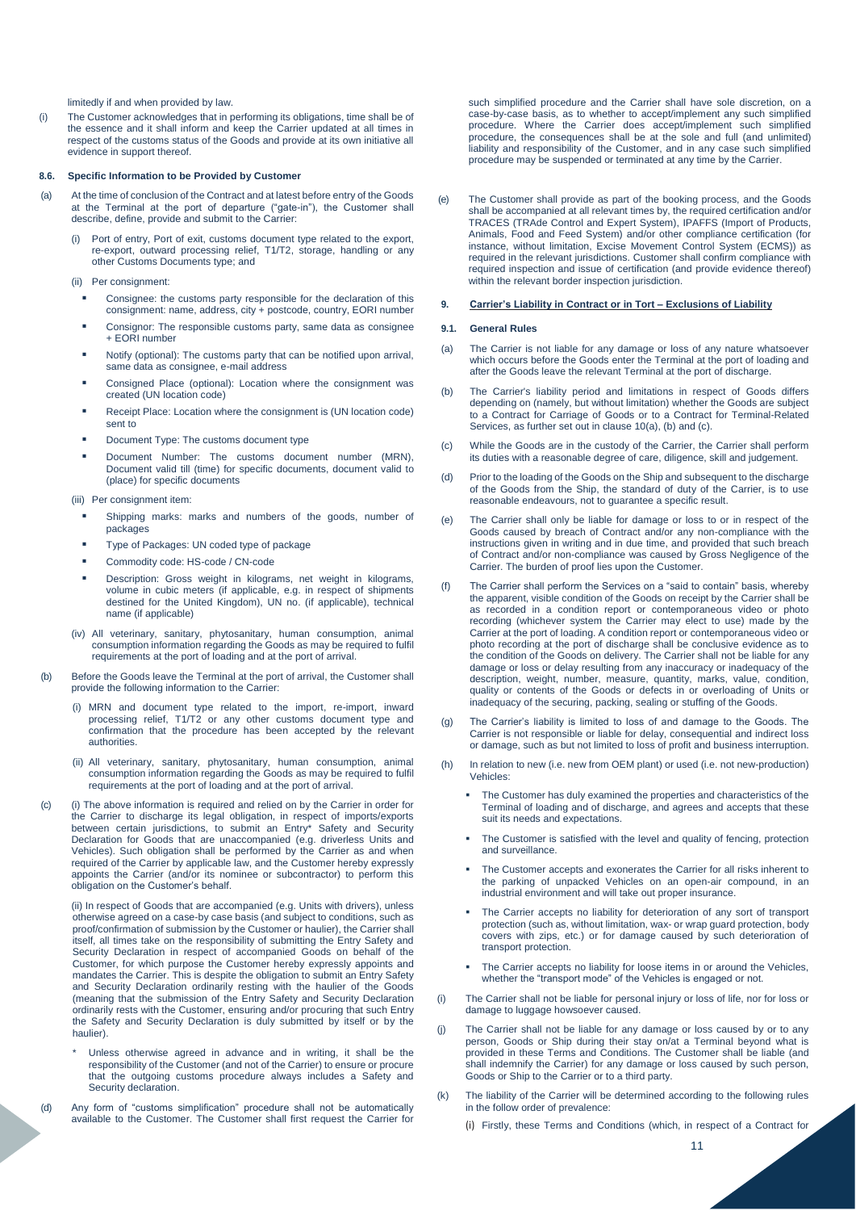limitedly if and when provided by law.

(i) The Customer acknowledges that in performing its obligations, time shall be of the essence and it shall inform and keep the Carrier updated at all times in respect of the customs status of the Goods and provide at its own initiative all evidence in support thereof.

#### 8.6. Specific Information to be Provided by Customer

(a) At the time of conclusion of the Contract and at latest before entry of the Goods at the Terminal at the port of departure ("gate-in"), the Customer shall describe, define, provide and submit to the Carrier:

(i) Port of entry, Port of exit, customs document type related to the export, re-export, outward processing relief, T1/T2, storage, handling or any other Customs Documents type; and

(ii) Per consignment:

- Consignee: the customs party responsible for the declaration of this consignment: name, address, city + postcode, country, EORI number
- Consignor: The responsible customs party, same data as consignee + EORI number
- Notify (optional): The customs party that can be notified upon arrival, same data as consignee, e-mail address
- Consigned Place (optional): Location where the consignment was created (UN location code)
- Receipt Place: Location where the consignment is (UN location code) sent to
- Document Type: The customs document type
- Document Number: The customs document number (MRN), Document valid till (time) for specific documents, document valid to (place) for specific documents

(iii) Per consignment item:

- Shipping marks: marks and numbers of the goods, number of packages
- Type of Packages: UN coded type of package
- Commodity code: HS-code / CN-code
- Description: Gross weight in kilograms, net weight in kilograms, volume in cubic meters (if applicable, e.g. in respect of shipments destined for the United Kingdom), UN no. (if applicable), technical name (if applicable)

(iv) All veterinary, sanitary, phytosanitary, human consumption, animal consumption information regarding the Goods as may be required to fulfil requirements at the port of loading and at the port of arrival.

(b) Before the Goods leave the Terminal at the port of arrival, the Customer shall provide the following information to the Carrier:

(i) MRN and document type related to the import, re-import, inward processing relief, T1/T2 or any other customs document type and confirmation that the procedure has been accepted by the relevant authorities.

(ii) All veterinary, sanitary, phytosanitary, human consumption, animal consumption information regarding the Goods as may be required to fulfil requirements at the port of loading and at the port of arrival.

(c) (i) The above information is required and relied on by the Carrier in order for the Carrier to discharge its legal obligation, in respect of imports/exports between certain jurisdictions, to submit an Entry* Safety and Security Declaration for Goods that are unaccompanied (e.g. driverless Units and Vehicles). Such obligation shall be performed by the Carrier as and when required of the Carrier by applicable law, and the Customer hereby expressly appoints the Carrier (and/or its nominee or subcontractor) to perform this obligation on the Customer's behalf.

(ii) In respect of Goods that are accompanied (e.g. Units with drivers), unless otherwise agreed on a case-by case basis (and subject to conditions, such as proof/confirmation of submission by the Customer or haulier), the Carrier shall itself, all times take on the responsibility of submitting the Entry Safety and Security Declaration in respect of accompanied Goods on behalf of the Customer, for which purpose the Customer hereby expressly appoints and mandates the Carrier. This is despite the obligation to submit an Entry Safety and Security Declaration ordinarily resting with the haulier of the Goods (meaning that the submission of the Entry Safety and Security Declaration ordinarily rests with the Customer, ensuring and/or procuring that such Entry the Safety and Security Declaration is duly submitted by itself or by the haulier).

\* Unless otherwise agreed in advance and in writing, it shall be the responsibility of the Customer (and not of the Carrier) to ensure or procure that the outgoing customs procedure always includes a Safety and Security declaration.

(d) Any form of "customs simplification" procedure shall not be automatically available to the Customer. The Customer shall first request the Carrier for such simplified procedure and the Carrier shall have sole discretion, on a case-by-case basis, as to whether to accept/implement any such simplified procedure. Where the Carrier does accept/implement such simplified procedure, the consequences shall be at the sole and full (and unlimited) liability and responsibility of the Customer, and in any case such simplified procedure may be suspended or terminated at any time by the Carrier.

(e) The Customer shall provide as part of the booking process, and the Goods shall be accompanied at all relevant times by, the required certification and/or TRACES (TRAde Control and Expert System), IPAFFS (Import of Products, Animals, Food and Feed System) and/or other compliance certification (for instance, without limitation, Excise Movement Control System (ECMS)) as required in the relevant jurisdictions. Customer shall confirm compliance with required inspection and issue of certification (and provide evidence thereof) within the relevant border inspection jurisdiction.

### 9. <u>Carrier's Liability in Contract or in Tort – Exclusions of Liability</u>

#### 9.1. General Rules

(a) The Carrier is not liable for any damage or loss of any nature whatsoever which occurs before the Goods enter the Terminal at the port of loading and after the Goods leave the relevant Terminal at the port of discharge.

(b) The Carrier's liability period and limitations in respect of Goods differs depending on (namely, but without limitation) whether the Goods are subject to a Contract for Carriage of Goods or to a Contract for Terminal-Related Services, as further set out in clause 10(a), (b) and (c).

(c) While the Goods are in the custody of the Carrier, the Carrier shall perform its duties with a reasonable degree of care, diligence, skill and judgement.

(d) Prior to the loading of the Goods on the Ship and subsequent to the discharge of the Goods from the Ship, the standard of duty of the Carrier, is to use reasonable endeavours, not to guarantee a specific result.

(e) The Carrier shall only be liable for damage or loss to or in respect of the Goods caused by breach of Contract and/or any non-compliance with the instructions given in writing and in due time, and provided that such breach of Contract and/or non-compliance was caused by Gross Negligence of the Carrier. The burden of proof lies upon the Customer.

(f) The Carrier shall perform the Services on a "said to contain" basis, whereby the apparent, visible condition of the Goods on receipt by the Carrier shall be as recorded in a condition report or contemporaneous video or photo recording (whichever system the Carrier may elect to use) made by the Carrier at the port of loading. A condition report or contemporaneous video or photo recording at the port of discharge shall be conclusive evidence as to the condition of the Goods on delivery. The Carrier shall not be liable for any damage or loss or delay resulting from any inaccuracy or inadequacy of the description, weight, number, measure, quantity, marks, value, condition, quality or contents of the Goods or defects in or overloading of Units or inadequacy of the securing, packing, sealing or stuffing of the Goods.

(g) The Carrier's liability is limited to loss of and damage to the Goods. The Carrier is not responsible or liable for delay, consequential and indirect loss or damage, such as but not limited to loss of profit and business interruption.

(h) In relation to new (i.e. new from OEM plant) or used (i.e. not new-production) Vehicles:

- The Customer has duly examined the properties and characteristics of the Terminal of loading and of discharge, and agrees and accepts that these suit its needs and expectations.
- The Customer is satisfied with the level and quality of fencing, protection and surveillance.
- The Customer accepts and exonerates the Carrier for all risks inherent to the parking of unpacked Vehicles on an open-air compound, in an industrial environment and will take out proper insurance.
- The Carrier accepts no liability for deterioration of any sort of transport protection (such as, without limitation, wax- or wrap guard protection, body covers with zips, etc.) or for damage caused by such deterioration of transport protection.
- The Carrier accepts no liability for loose items in or around the Vehicles, whether the "transport mode" of the Vehicles is engaged or not.

(i) The Carrier shall not be liable for personal injury or loss of life, nor for loss or damage to luggage howsoever caused.

(j) The Carrier shall not be liable for any damage or loss caused by or to any person, Goods or Ship during their stay on/at a Terminal beyond what is provided in these Terms and Conditions. The Customer shall be liable (and shall indemnify the Carrier) for any damage or loss caused by such person, Goods or Ship to the Carrier or to a third party.

(k) The liability of the Carrier will be determined according to the following rules in the follow order of prevalence:

(i) Firstly, these Terms and Conditions (which, in respect of a Contract for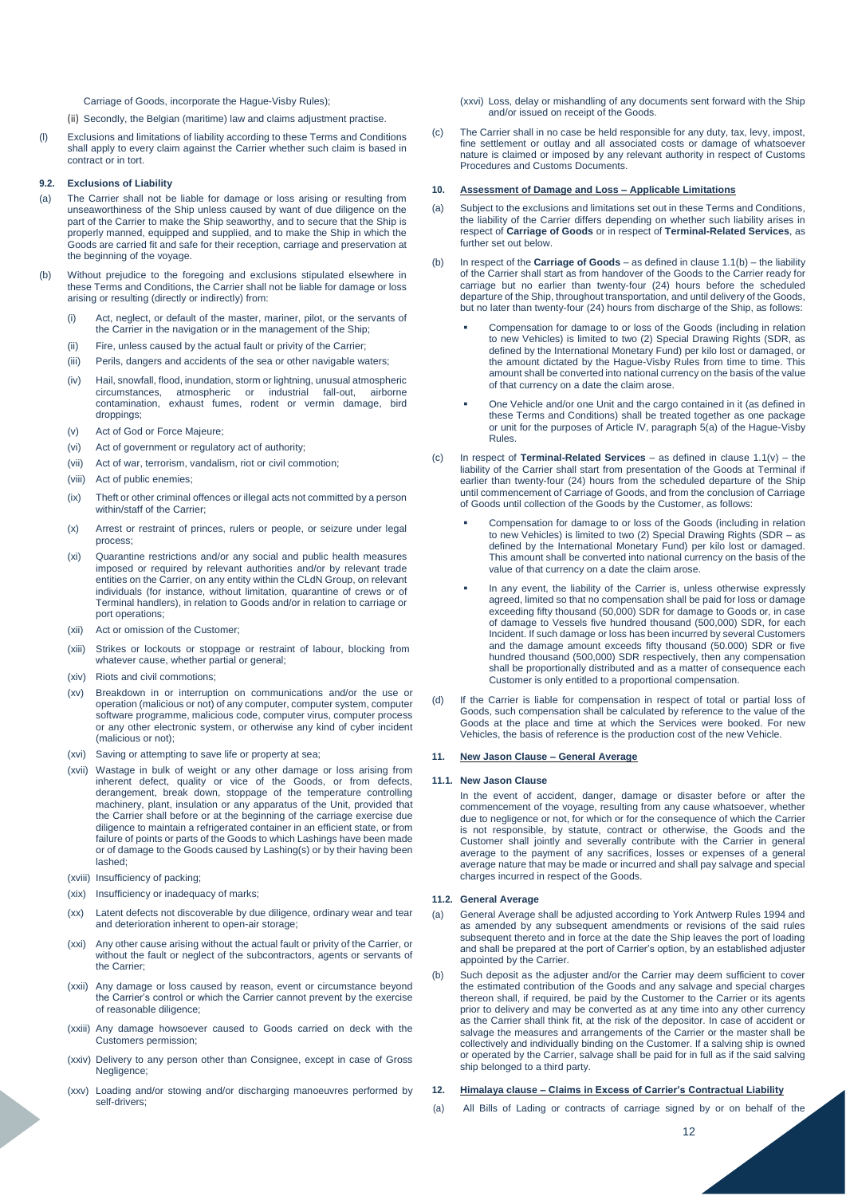Carriage of Goods, incorporate the Hague-Visby Rules);

(ii) Secondly, the Belgian (maritime) law and claims adjustment practise.

(l) Exclusions and limitations of liability according to these Terms and Conditions shall apply to every claim against the Carrier whether such claim is based in contract or in tort.

### 9.2. Exclusions of Liability

(a) The Carrier shall not be liable for damage or loss arising or resulting from unseaworthiness of the Ship unless caused by want of due diligence on the part of the Carrier to make the Ship seaworthy, and to secure that the Ship is properly manned, equipped and supplied, and to make the Ship in which the Goods are carried fit and safe for their reception, carriage and preservation at the beginning of the voyage.

(b) Without prejudice to the foregoing and exclusions stipulated elsewhere in these Terms and Conditions, the Carrier shall not be liable for damage or loss arising or resulting (directly or indirectly) from:

(i) Act, neglect, or default of the master, mariner, pilot, or the servants of the Carrier in the navigation or in the management of the Ship;

(ii) Fire, unless caused by the actual fault or privity of the Carrier;

(iii) Perils, dangers and accidents of the sea or other navigable waters;

(iv) Hail, snowfall, flood, inundation, storm or lightning, unusual atmospheric circumstances, atmospheric or industrial fall-out, airborne contamination, exhaust fumes, rodent or vermin damage, bird droppings;

(v) Act of God or Force Majeure;

(vi) Act of government or regulatory act of authority;

(vii) Act of war, terrorism, vandalism, riot or civil commotion;

(viii) Act of public enemies;

(ix) Theft or other criminal offences or illegal acts not committed by a person within/staff of the Carrier;

(x) Arrest or restraint of princes, rulers or people, or seizure under legal process;

(xi) Quarantine restrictions and/or any social and public health measures imposed or required by relevant authorities and/or by relevant trade entities on the Carrier, on any entity within the CLdN Group, on relevant individuals (for instance, without limitation, quarantine of crews or of Terminal handlers), in relation to Goods and/or in relation to carriage or port operations;

(xii) Act or omission of the Customer;

(xiii) Strikes or lockouts or stoppage or restraint of labour, blocking from whatever cause, whether partial or general;

(xiv) Riots and civil commotions;

(xv) Breakdown in or interruption on communications and/or the use or operation (malicious or not) of any computer, computer system, computer software programme, malicious code, computer virus, computer process or any other electronic system, or otherwise any kind of cyber incident (malicious or not);

(xvi) Saving or attempting to save life or property at sea;

(xvii) Wastage in bulk of weight or any other damage or loss arising from inherent defect, quality or vice of the Goods, or from defects, derangement, break down, stoppage of the temperature controlling machinery, plant, insulation or any apparatus of the Unit, provided that the Carrier shall before or at the beginning of the carriage exercise due diligence to maintain a refrigerated container in an efficient state, or from failure of points or parts of the Goods to which Lashings have been made or of damage to the Goods caused by Lashing(s) or by their having been lashed;

(xviii) Insufficiency of packing;

(xix) Insufficiency or inadequacy of marks;

(xx) Latent defects not discoverable by due diligence, ordinary wear and tear and deterioration inherent to open-air storage;

(xxi) Any other cause arising without the actual fault or privity of the Carrier, or without the fault or neglect of the subcontractors, agents or servants of the Carrier;

(xxii) Any damage or loss caused by reason, event or circumstance beyond the Carrier's control or which the Carrier cannot prevent by the exercise of reasonable diligence;

(xxiii) Any damage howsoever caused to Goods carried on deck with the Customers permission;

(xxiv) Delivery to any person other than Consignee, except in case of Gross Negligence;

(xxv) Loading and/or stowing and/or discharging manoeuvres performed by self-drivers;

(xxvi) Loss, delay or mishandling of any documents sent forward with the Ship and/or issued on receipt of the Goods.

(c) The Carrier shall in no case be held responsible for any duty, tax, levy, impost, fine settlement or outlay and all associated costs or damage of whatsoever nature is claimed or imposed by any relevant authority in respect of Customs Procedures and Customs Documents.

## 10. Assessment of Damage and Loss – Applicable Limitations

(a) Subject to the exclusions and limitations set out in these Terms and Conditions, the liability of the Carrier differs depending on whether such liability arises in respect of **Carriage of Goods** or in respect of **Terminal-Related Services**, as further set out below.

(b) In respect of the **Carriage of Goods** – as defined in clause 1.1(b) – the liability of the Carrier shall start as from handover of the Goods to the Carrier ready for carriage but no earlier than twenty-four (24) hours before the scheduled departure of the Ship, throughout transportation, and until delivery of the Goods, but no later than twenty-four (24) hours from discharge of the Ship, as follows:

- Compensation for damage to or loss of the Goods (including in relation to new Vehicles) is limited to two (2) Special Drawing Rights (SDR, as defined by the International Monetary Fund) per kilo lost or damaged, or the amount dictated by the Hague-Visby Rules from time to time. This amount shall be converted into national currency on the basis of the value of that currency on a date the claim arose.
- One Vehicle and/or one Unit and the cargo contained in it (as defined in these Terms and Conditions) shall be treated together as one package or unit for the purposes of Article IV, paragraph 5(a) of the Hague-Visby Rules.

(c) In respect of **Terminal-Related Services** – as defined in clause 1.1(v) – the liability of the Carrier shall start from presentation of the Goods at Terminal if earlier than twenty-four (24) hours from the scheduled departure of the Ship until commencement of Carriage of Goods, and from the conclusion of Carriage of Goods until collection of the Goods by the Customer, as follows:

- Compensation for damage to or loss of the Goods (including in relation to new Vehicles) is limited to two (2) Special Drawing Rights (SDR – as defined by the International Monetary Fund) per kilo lost or damaged. This amount shall be converted into national currency on the basis of the value of that currency on a date the claim arose.
- In any event, the liability of the Carrier is, unless otherwise expressly agreed, limited so that no compensation shall be paid for loss or damage exceeding fifty thousand (50,000) SDR for damage to Goods or, in case of damage to Vessels five hundred thousand (500,000) SDR, for each Incident. If such damage or loss has been incurred by several Customers and the damage amount exceeds fifty thousand (50.000) SDR or five hundred thousand (500,000) SDR respectively, then any compensation shall be proportionally distributed and as a matter of consequence each Customer is only entitled to a proportional compensation.

(d) If the Carrier is liable for compensation in respect of total or partial loss of Goods, such compensation shall be calculated by reference to the value of the Goods at the place and time at which the Services were booked. For new Vehicles, the basis of reference is the production cost of the new Vehicle.

## 11. New Jason Clause – General Average

### 11.1. New Jason Clause

In the event of accident, danger, damage or disaster before or after the commencement of the voyage, resulting from any cause whatsoever, whether due to negligence or not, for which or for the consequence of which the Carrier is not responsible, by statute, contract or otherwise, the Goods and the Customer shall jointly and severally contribute with the Carrier in general average to the payment of any sacrifices, losses or expenses of a general average nature that may be made or incurred and shall pay salvage and special charges incurred in respect of the Goods.

### 11.2. General Average

(a) General Average shall be adjusted according to York Antwerp Rules 1994 and as amended by any subsequent amendments or revisions of the said rules subsequent thereto and in force at the date the Ship leaves the port of loading and shall be prepared at the port of Carrier's option, by an established adjuster appointed by the Carrier.

(b) Such deposit as the adjuster and/or the Carrier may deem sufficient to cover the estimated contribution of the Goods and any salvage and special charges thereon shall, if required, be paid by the Customer to the Carrier or its agents prior to delivery and may be converted as at any time into any other currency as the Carrier shall think fit, at the risk of the depositor. In case of accident or salvage the measures and arrangements of the Carrier or the master shall be collectively and individually binding on the Customer. If a salving ship is owned or operated by the Carrier, salvage shall be paid for in full as if the said salving ship belonged to a third party.

## 12. Himalaya clause – Claims in Excess of Carrier's Contractual Liability

(a) All Bills of Lading or contracts of carriage signed by or on behalf of the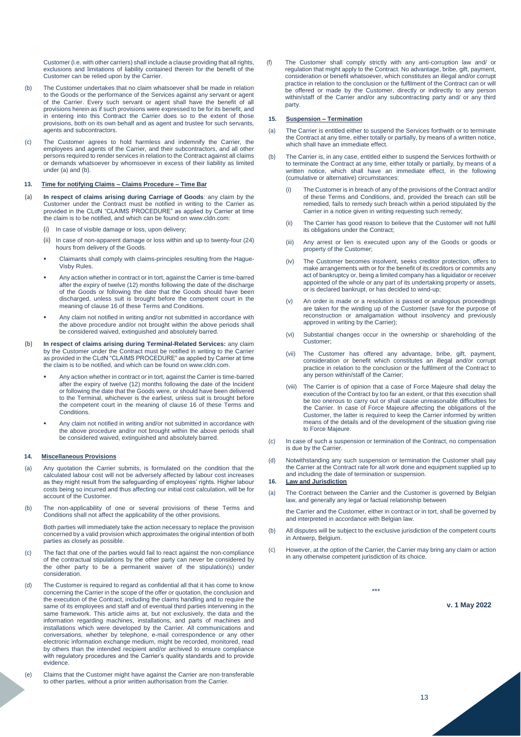Customer (i.e. with other carriers) shall include a clause providing that all rights, exclusions and limitations of liability contained therein for the benefit of the Customer can be relied upon by the Carrier.

(b) The Customer undertakes that no claim whatsoever shall be made in relation to the Goods or the performance of the Services against any servant or agent of the Carrier. Every such servant or agent shall have the benefit of all provisions herein as if such provisions were expressed to be for its benefit, and in entering into this Contract the Carrier does so to the extent of those provisions, both on its own behalf and as agent and trustee for such servants, agents and subcontractors.

(c) The Customer agrees to hold harmless and indemnify the Carrier, the employees and agents of the Carrier, and their subcontractors, and all other persons required to render services in relation to the Contract against all claims or demands whatsoever by whomsoever in excess of their liability as limited under (a) and (b).

### 13. Time for notifying Claims – Claims Procedure – Time Bar

(a) **In respect of claims arising during Carriage of Goods**: any claim by the Customer under the Contract must be notified in writing to the Carrier as provided in the CLdN "CLAIMS PROCEDURE" as applied by Carrier at time the claim is to be notified, and which can be found on www.cldn.com:

(i) In case of visible damage or loss, upon delivery;

(ii) In case of non-apparent damage or loss within and up to twenty-four (24) hours from delivery of the Goods.

- Claimants shall comply with claims-principles resulting from the Hague-Visby Rules.
- Any action whether in contract or in tort, against the Carrier is time-barred after the expiry of twelve (12) months following the date of the discharge of the Goods or following the date that the Goods should have been discharged, unless suit is brought before the competent court in the meaning of clause 16 of these Terms and Conditions.
- Any claim not notified in writing and/or not submitted in accordance with the above procedure and/or not brought within the above periods shall be considered waived, extinguished and absolutely barred.

(b) **In respect of claims arising during Terminal-Related Services:** any claim by the Customer under the Contract must be notified in writing to the Carrier as provided in the CLdN "CLAIMS PROCEDURE" as applied by Carrier at time the claim is to be notified, and which can be found on www.cldn.com.

- Any action whether in contract or in tort, against the Carrier is time-barred after the expiry of twelve (12) months following the date of the Incident or following the date that the Goods were, or should have been delivered to the Terminal, whichever is the earliest, unless suit is brought before the competent court in the meaning of clause 16 of these Terms and Conditions.
- Any claim not notified in writing and/or not submitted in accordance with the above procedure and/or not brought within the above periods shall be considered waived, extinguished and absolutely barred.

### 14. Miscellaneous Provisions

(a) Any quotation the Carrier submits, is formulated on the condition that the calculated labour cost will not be adversely affected by labour cost increases as they might result from the safeguarding of employees' rights. Higher labour costs being so incurred and thus affecting our initial cost calculation, will be for account of the Customer.

(b) The non-applicability of one or several provisions of these Terms and Conditions shall not affect the applicability of the other provisions.

Both parties will immediately take the action necessary to replace the provision concerned by a valid provision which approximates the original intention of both parties as closely as possible.

(c) The fact that one of the parties would fail to react against the non-compliance of the contractual stipulations by the other party can never be considered by the other party to be a permanent waiver of the stipulation(s) under consideration.

(d) The Customer is required to regard as confidential all that it has come to know concerning the Carrier in the scope of the offer or quotation, the conclusion and the execution of the Contract, including the claims handling and to require the same of its employees and staff and of eventual third parties intervening in the same framework. This article aims at, but not exclusively, the data and the information regarding machines, installations, and parts of machines and installations which were developed by the Carrier. All communications and conversations, whether by telephone, e-mail correspondence or any other electronic information exchange medium, might be recorded, monitored, read by others than the intended recipient and/or archived to ensure compliance with regulatory procedures and the Carrier's quality standards and to provide evidence.

(e) Claims that the Customer might have against the Carrier are non-transferable to other parties, without a prior written authorisation from the Carrier.

(f) The Customer shall comply strictly with any anti-corruption law and/ or regulation that might apply to the Contract. No advantage, bribe, gift, payment, consideration or benefit whatsoever, which constitutes an illegal and/or corrupt practice in relation to the conclusion or the fulfilment of the Contract can or will be offered or made by the Customer, directly or indirectly to any person within/staff of the Carrier and/or any subcontracting party and/ or any third party.

### 15. Suspension – Termination

(a) The Carrier is entitled either to suspend the Services forthwith or to terminate the Contract at any time, either totally or partially, by means of a written notice, which shall have an immediate effect.

(b) The Carrier is, in any case, entitled either to suspend the Services forthwith or to terminate the Contract at any time, either totally or partially, by means of a written notice, which shall have an immediate effect, in the following (cumulative or alternative) circumstances:

(i) The Customer is in breach of any of the provisions of the Contract and/or of these Terms and Conditions, and, provided the breach can still be remedied, fails to remedy such breach within a period stipulated by the Carrier in a notice given in writing requesting such remedy;

(ii) The Carrier has good reason to believe that the Customer will not fulfil its obligations under the Contract;

(iii) Any arrest or lien is executed upon any of the Goods or goods or property of the Customer;

(iv) The Customer becomes insolvent, seeks creditor protection, offers to make arrangements with or for the benefit of its creditors or commits any act of bankruptcy or, being a limited company has a liquidator or receiver appointed of the whole or any part of its undertaking property or assets, or is declared bankrupt, or has decided to wind-up;

(v) An order is made or a resolution is passed or analogous proceedings are taken for the winding up of the Customer (save for the purpose of reconstruction or amalgamation without insolvency and previously approved in writing by the Carrier);

(vi) Substantial changes occur in the ownership or shareholding of the Customer;

(vii) The Customer has offered any advantage, bribe, gift, payment, consideration or benefit which constitutes an illegal and/or corrupt practice in relation to the conclusion or the fulfilment of the Contract to any person within/staff of the Carrier;

(viii) The Carrier is of opinion that a case of Force Majeure shall delay the execution of the Contract by too far an extent, or that this execution shall be too onerous to carry out or shall cause unreasonable difficulties for the Carrier. In case of Force Majeure affecting the obligations of the Customer, the latter is required to keep the Carrier informed by written means of the details and of the development of the situation giving rise to Force Majeure.

(c) In case of such a suspension or termination of the Contract, no compensation is due by the Carrier.

(d) Notwithstanding any such suspension or termination the Customer shall pay the Carrier at the Contract rate for all work done and equipment supplied up to and including the date of termination or suspension.

### 16. Law and Jurisdiction

(a) The Contract between the Carrier and the Customer is governed by Belgian law, and generally any legal or factual relationship between

the Carrier and the Customer, either in contract or in tort, shall be governed by and interpreted in accordance with Belgian law.

(b) All disputes will be subject to the exclusive jurisdiction of the competent courts in Antwerp, Belgium.

(c) However, at the option of the Carrier, the Carrier may bring any claim or action in any otherwise competent jurisdiction of its choice.

***

**v. 1 May 2022**